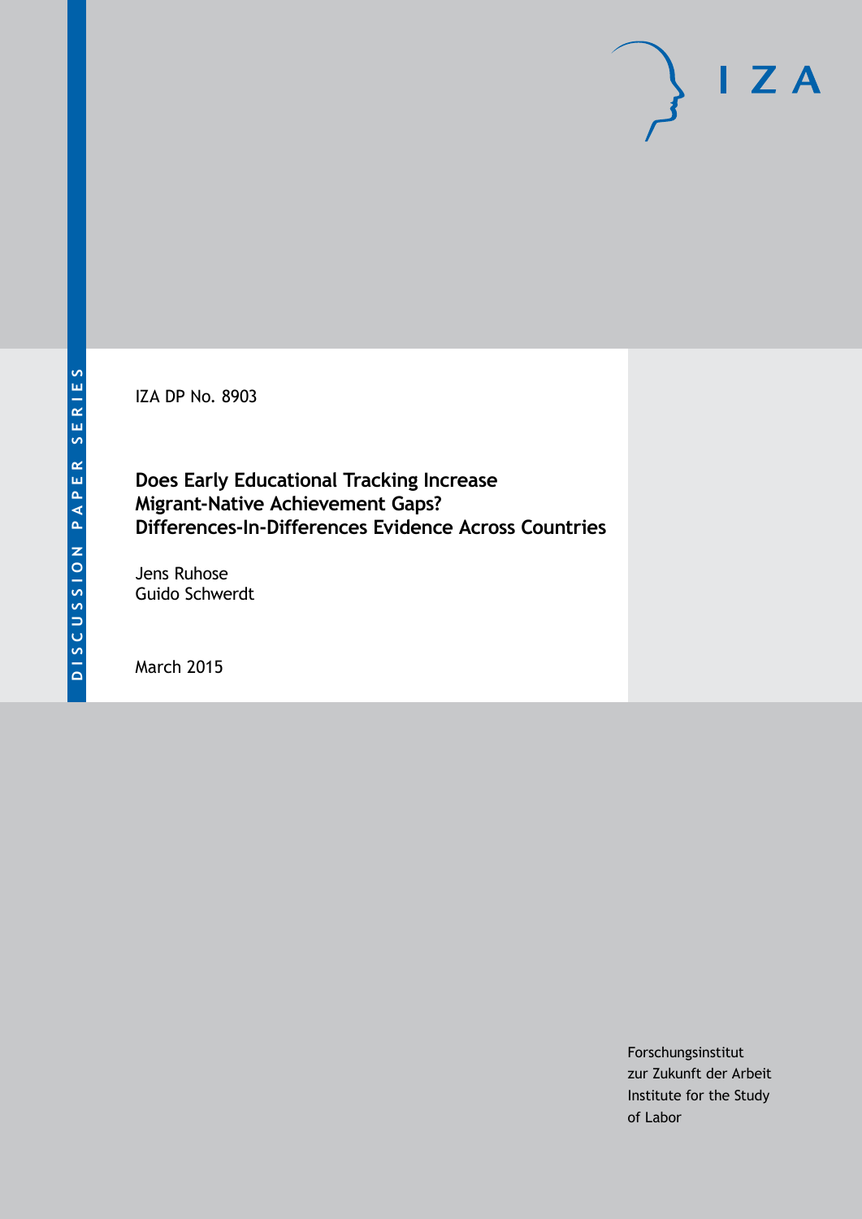DISCUSSION PAPER SERIES

IZA

IZA DP No. 8903

# Does Early Educational Tracking Increase Migrant-Native Achievement Gaps? Differences-In-Differences Evidence Across Countries

Jens Ruhose
Guido Schwerdt

March 2015

Forschungsinstitut
zur Zukunft der Arbeit
Institute for the Study
of Labor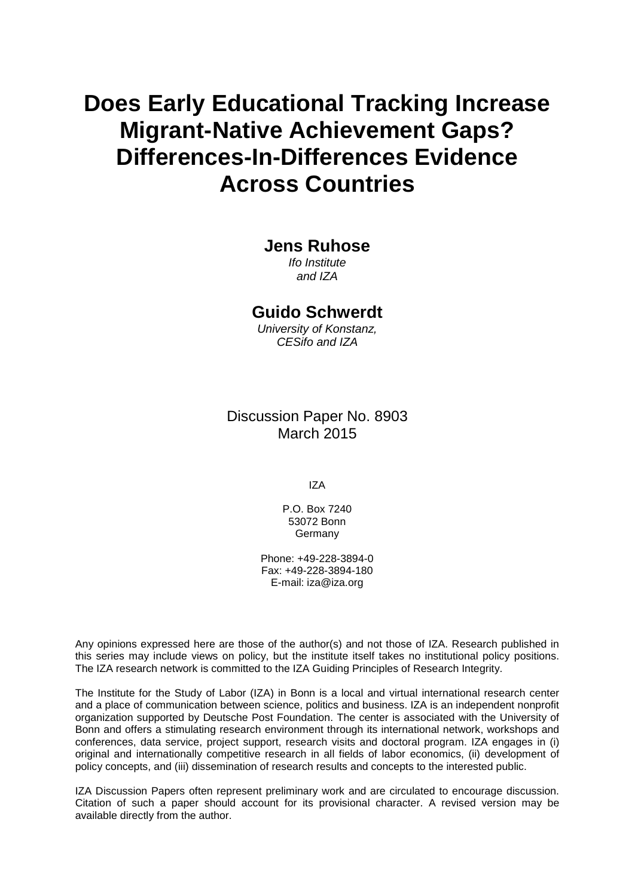# Does Early Educational Tracking Increase Migrant-Native Achievement Gaps? Differences-In-Differences Evidence Across Countries

**Jens Ruhose**

*Ifo Institute and IZA*

**Guido Schwerdt**

*University of Konstanz, CESifo and IZA*

Discussion Paper No. 8903
March 2015

IZA

P.O. Box 7240
53072 Bonn
Germany

Phone: +49-228-3894-0
Fax: +49-228-3894-180
E-mail: iza@iza.org

Any opinions expressed here are those of the author(s) and not those of IZA. Research published in this series may include views on policy, but the institute itself takes no institutional policy positions. The IZA research network is committed to the IZA Guiding Principles of Research Integrity.

The Institute for the Study of Labor (IZA) in Bonn is a local and virtual international research center and a place of communication between science, politics and business. IZA is an independent nonprofit organization supported by Deutsche Post Foundation. The center is associated with the University of Bonn and offers a stimulating research environment through its international network, workshops and conferences, data service, project support, research visits and doctoral program. IZA engages in (i) original and internationally competitive research in all fields of labor economics, (ii) development of policy concepts, and (iii) dissemination of research results and concepts to the interested public.

IZA Discussion Papers often represent preliminary work and are circulated to encourage discussion. Citation of such a paper should account for its provisional character. A revised version may be available directly from the author.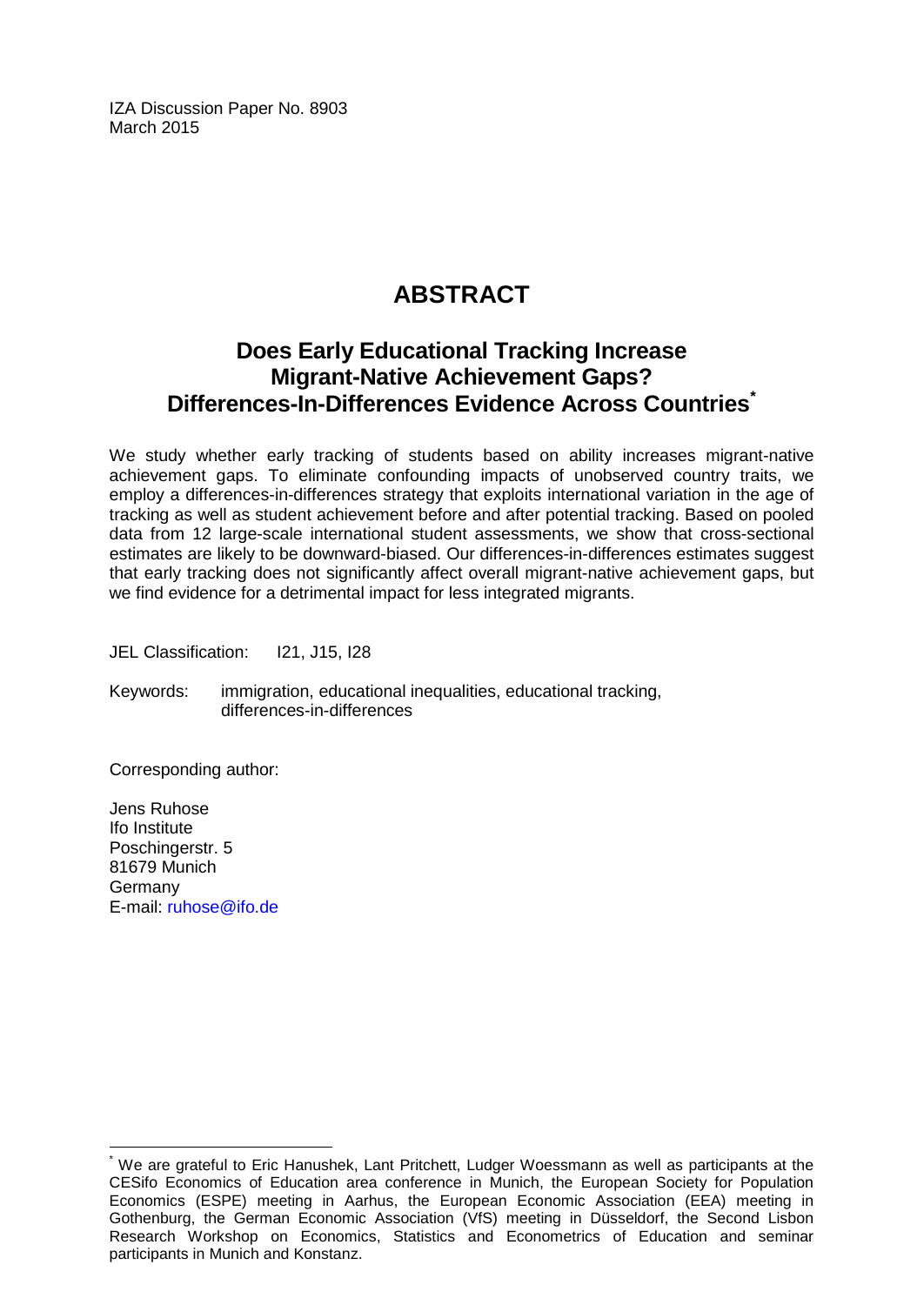IZA Discussion Paper No. 8903
March 2015

# ABSTRACT

## Does Early Educational Tracking Increase Migrant-Native Achievement Gaps? Differences-In-Differences Evidence Across Countries*

We study whether early tracking of students based on ability increases migrant-native achievement gaps. To eliminate confounding impacts of unobserved country traits, we employ a differences-in-differences strategy that exploits international variation in the age of tracking as well as student achievement before and after potential tracking. Based on pooled data from 12 large-scale international student assessments, we show that cross-sectional estimates are likely to be downward-biased. Our differences-in-differences estimates suggest that early tracking does not significantly affect overall migrant-native achievement gaps, but we find evidence for a detrimental impact for less integrated migrants.

JEL Classification: I21, J15, I28

Keywords: immigration, educational inequalities, educational tracking, differences-in-differences

Corresponding author:

Jens Ruhose
Ifo Institute
Poschingerstr. 5
81679 Munich
Germany
E-mail: ruhose@ifo.de

---

* We are grateful to Eric Hanushek, Lant Pritchett, Ludger Woessmann as well as participants at the CESifo Economics of Education area conference in Munich, the European Society for Population Economics (ESPE) meeting in Aarhus, the European Economic Association (EEA) meeting in Gothenburg, the German Economic Association (VfS) meeting in Düsseldorf, the Second Lisbon Research Workshop on Economics, Statistics and Econometrics of Education and seminar participants in Munich and Konstanz.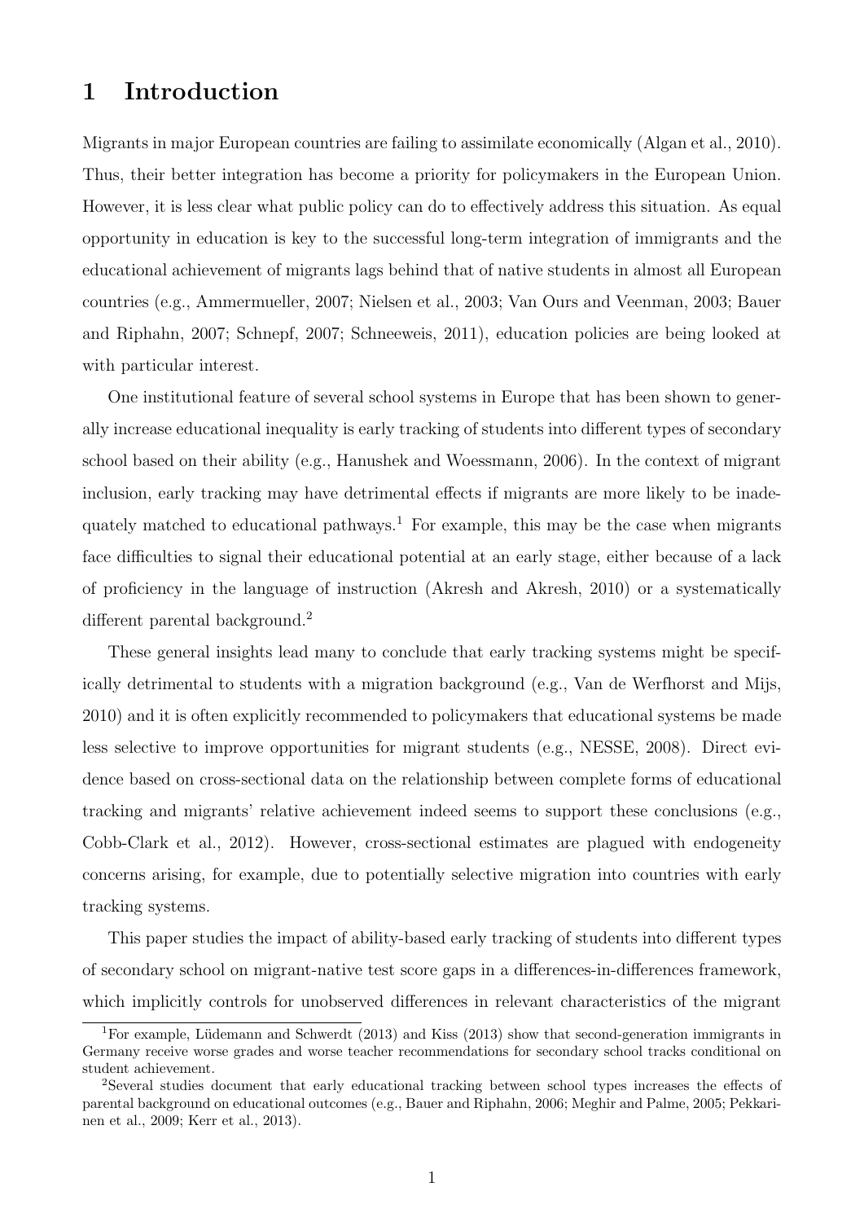# 1 Introduction

Migrants in major European countries are failing to assimilate economically (Algan et al., 2010). Thus, their better integration has become a priority for policymakers in the European Union. However, it is less clear what public policy can do to effectively address this situation. As equal opportunity in education is key to the successful long-term integration of immigrants and the educational achievement of migrants lags behind that of native students in almost all European countries (e.g., Ammermueller, 2007; Nielsen et al., 2003; Van Ours and Veenman, 2003; Bauer and Riphahn, 2007; Schnepf, 2007; Schneeweis, 2011), education policies are being looked at with particular interest.

One institutional feature of several school systems in Europe that has been shown to generally increase educational inequality is early tracking of students into different types of secondary school based on their ability (e.g., Hanushek and Woessmann, 2006). In the context of migrant inclusion, early tracking may have detrimental effects if migrants are more likely to be inadequately matched to educational pathways.[1] For example, this may be the case when migrants face difficulties to signal their educational potential at an early stage, either because of a lack of proficiency in the language of instruction (Akresh and Akresh, 2010) or a systematically different parental background.[2]

These general insights lead many to conclude that early tracking systems might be specifically detrimental to students with a migration background (e.g., Van de Werfhorst and Mijs, 2010) and it is often explicitly recommended to policymakers that educational systems be made less selective to improve opportunities for migrant students (e.g., NESSE, 2008). Direct evidence based on cross-sectional data on the relationship between complete forms of educational tracking and migrants' relative achievement indeed seems to support these conclusions (e.g., Cobb-Clark et al., 2012). However, cross-sectional estimates are plagued with endogeneity concerns arising, for example, due to potentially selective migration into countries with early tracking systems.

This paper studies the impact of ability-based early tracking of students into different types of secondary school on migrant-native test score gaps in a differences-in-differences framework, which implicitly controls for unobserved differences in relevant characteristics of the migrant

[1] For example, Lüdemann and Schwerdt (2013) and Kiss (2013) show that second-generation immigrants in Germany receive worse grades and worse teacher recommendations for secondary school tracks conditional on student achievement.

[2] Several studies document that early educational tracking between school types increases the effects of parental background on educational outcomes (e.g., Bauer and Riphahn, 2006; Meghir and Palme, 2005; Pekkarinen et al., 2009; Kerr et al., 2013).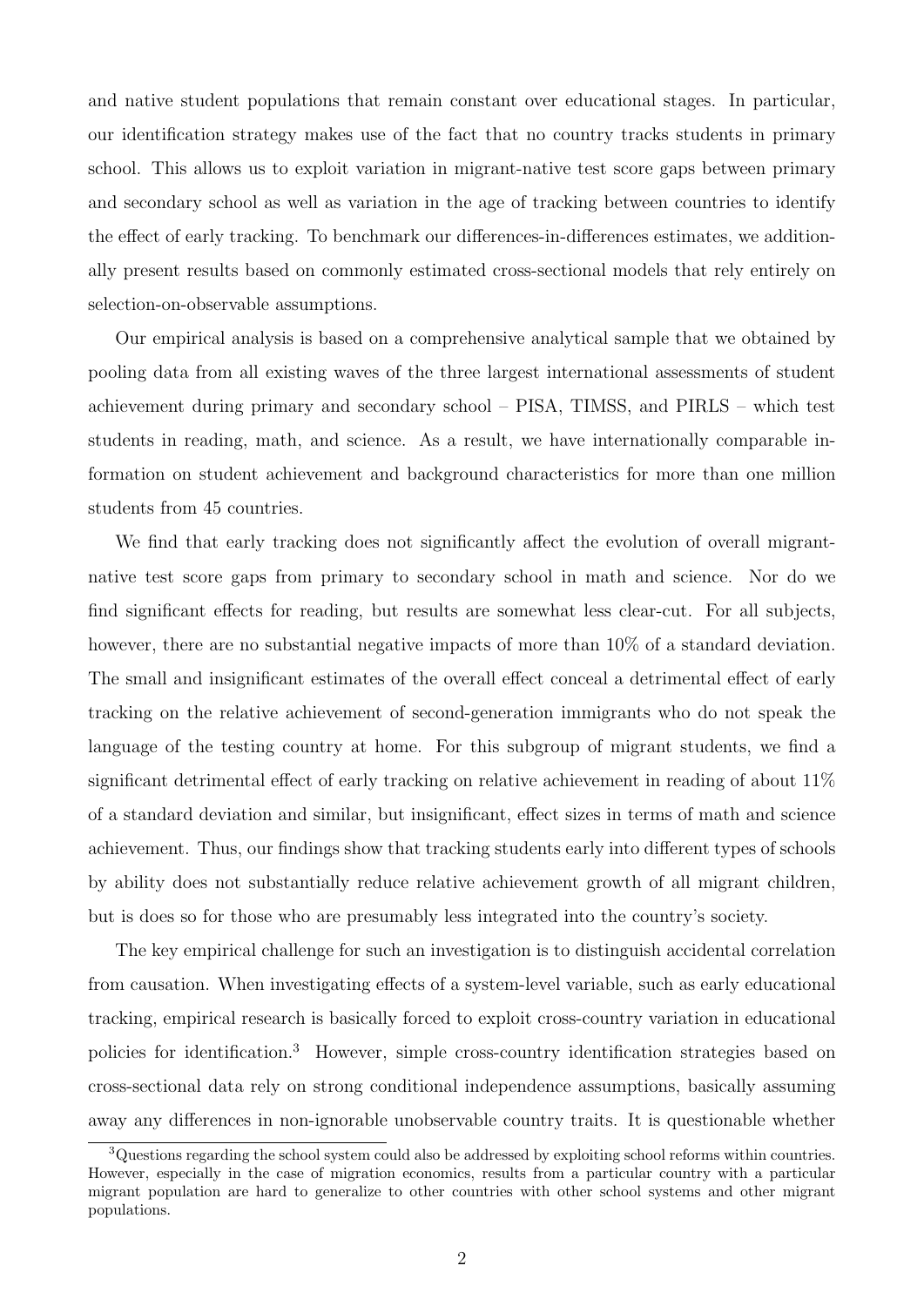and native student populations that remain constant over educational stages. In particular, our identification strategy makes use of the fact that no country tracks students in primary school. This allows us to exploit variation in migrant-native test score gaps between primary and secondary school as well as variation in the age of tracking between countries to identify the effect of early tracking. To benchmark our differences-in-differences estimates, we additionally present results based on commonly estimated cross-sectional models that rely entirely on selection-on-observable assumptions.

Our empirical analysis is based on a comprehensive analytical sample that we obtained by pooling data from all existing waves of the three largest international assessments of student achievement during primary and secondary school – PISA, TIMSS, and PIRLS – which test students in reading, math, and science. As a result, we have internationally comparable information on student achievement and background characteristics for more than one million students from 45 countries.

We find that early tracking does not significantly affect the evolution of overall migrant-native test score gaps from primary to secondary school in math and science. Nor do we find significant effects for reading, but results are somewhat less clear-cut. For all subjects, however, there are no substantial negative impacts of more than 10% of a standard deviation. The small and insignificant estimates of the overall effect conceal a detrimental effect of early tracking on the relative achievement of second-generation immigrants who do not speak the language of the testing country at home. For this subgroup of migrant students, we find a significant detrimental effect of early tracking on relative achievement in reading of about 11% of a standard deviation and similar, but insignificant, effect sizes in terms of math and science achievement. Thus, our findings show that tracking students early into different types of schools by ability does not substantially reduce relative achievement growth of all migrant children, but is does so for those who are presumably less integrated into the country's society.

The key empirical challenge for such an investigation is to distinguish accidental correlation from causation. When investigating effects of a system-level variable, such as early educational tracking, empirical research is basically forced to exploit cross-country variation in educational policies for identification.[3] However, simple cross-country identification strategies based on cross-sectional data rely on strong conditional independence assumptions, basically assuming away any differences in non-ignorable unobservable country traits. It is questionable whether

[3]Questions regarding the school system could also be addressed by exploiting school reforms within countries. However, especially in the case of migration economics, results from a particular country with a particular migrant population are hard to generalize to other countries with other school systems and other migrant populations.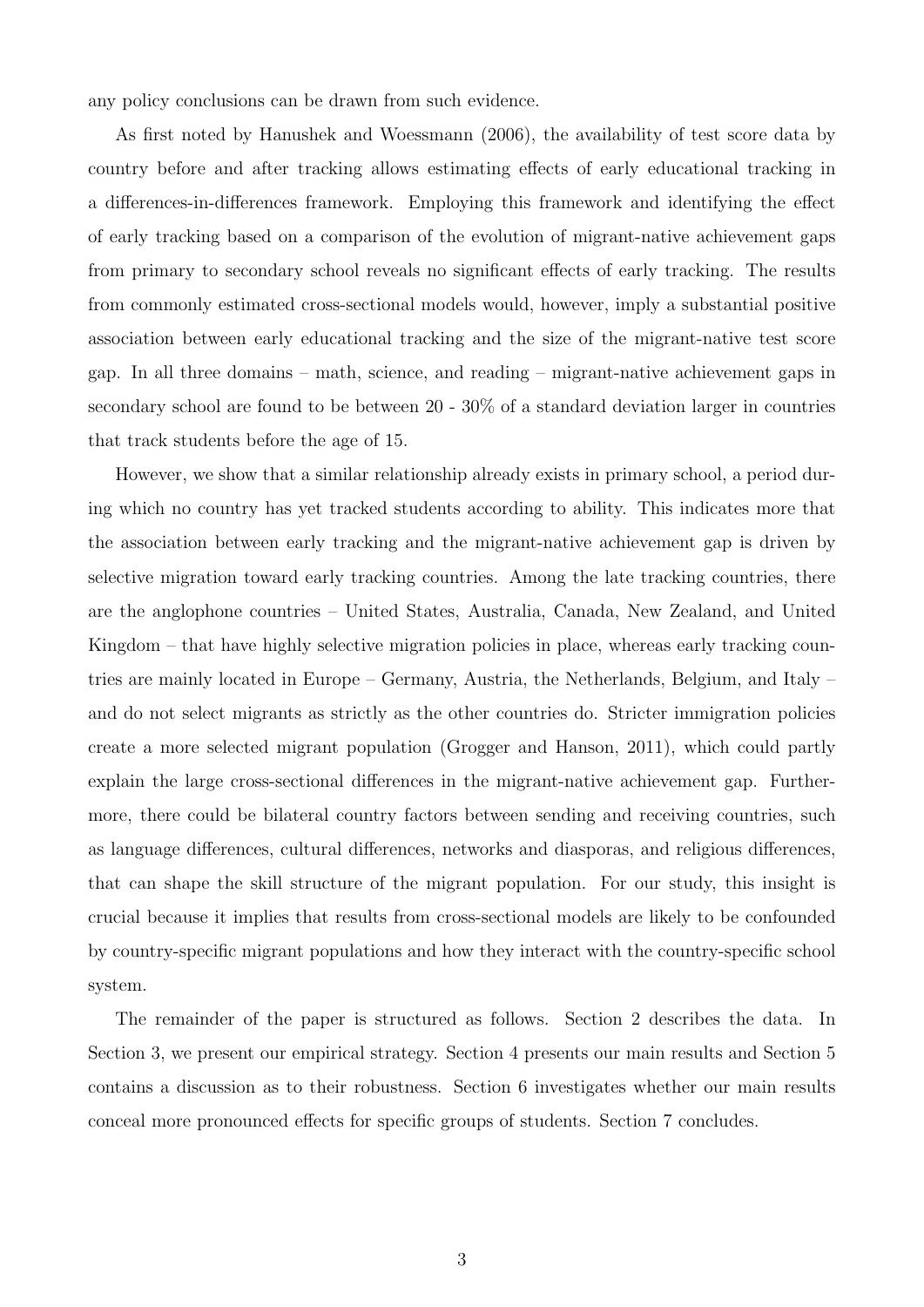any policy conclusions can be drawn from such evidence.

As first noted by Hanushek and Woessmann (2006), the availability of test score data by country before and after tracking allows estimating effects of early educational tracking in a differences-in-differences framework. Employing this framework and identifying the effect of early tracking based on a comparison of the evolution of migrant-native achievement gaps from primary to secondary school reveals no significant effects of early tracking. The results from commonly estimated cross-sectional models would, however, imply a substantial positive association between early educational tracking and the size of the migrant-native test score gap. In all three domains – math, science, and reading – migrant-native achievement gaps in secondary school are found to be between 20 - 30% of a standard deviation larger in countries that track students before the age of 15.

However, we show that a similar relationship already exists in primary school, a period during which no country has yet tracked students according to ability. This indicates more that the association between early tracking and the migrant-native achievement gap is driven by selective migration toward early tracking countries. Among the late tracking countries, there are the anglophone countries – United States, Australia, Canada, New Zealand, and United Kingdom – that have highly selective migration policies in place, whereas early tracking countries are mainly located in Europe – Germany, Austria, the Netherlands, Belgium, and Italy – and do not select migrants as strictly as the other countries do. Stricter immigration policies create a more selected migrant population (Grogger and Hanson, 2011), which could partly explain the large cross-sectional differences in the migrant-native achievement gap. Furthermore, there could be bilateral country factors between sending and receiving countries, such as language differences, cultural differences, networks and diasporas, and religious differences, that can shape the skill structure of the migrant population. For our study, this insight is crucial because it implies that results from cross-sectional models are likely to be confounded by country-specific migrant populations and how they interact with the country-specific school system.

The remainder of the paper is structured as follows. Section 2 describes the data. In Section 3, we present our empirical strategy. Section 4 presents our main results and Section 5 contains a discussion as to their robustness. Section 6 investigates whether our main results conceal more pronounced effects for specific groups of students. Section 7 concludes.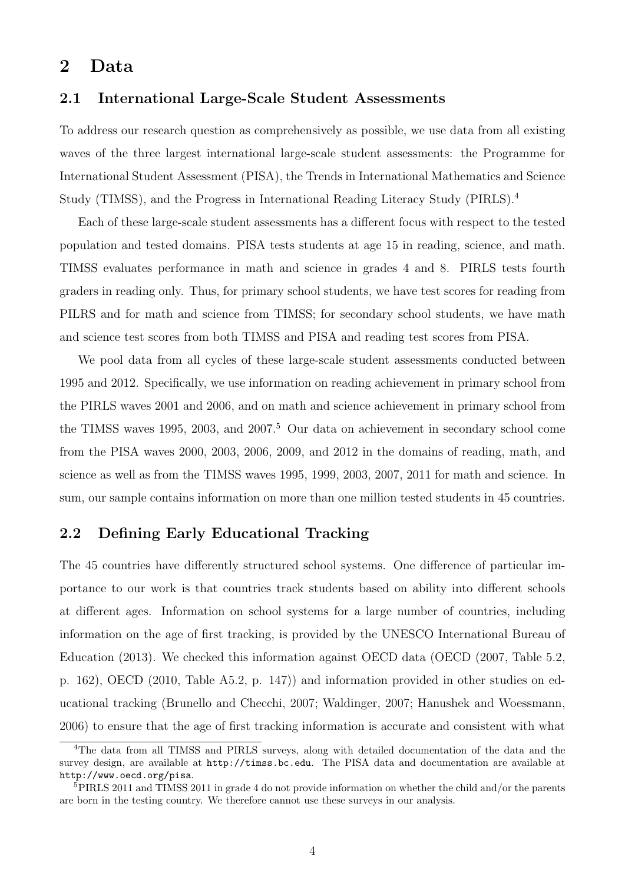## 2 Data

### 2.1 International Large-Scale Student Assessments

To address our research question as comprehensively as possible, we use data from all existing waves of the three largest international large-scale student assessments: the Programme for International Student Assessment (PISA), the Trends in International Mathematics and Science Study (TIMSS), and the Progress in International Reading Literacy Study (PIRLS).[4]

Each of these large-scale student assessments has a different focus with respect to the tested population and tested domains. PISA tests students at age 15 in reading, science, and math. TIMSS evaluates performance in math and science in grades 4 and 8. PIRLS tests fourth graders in reading only. Thus, for primary school students, we have test scores for reading from PILRS and for math and science from TIMSS; for secondary school students, we have math and science test scores from both TIMSS and PISA and reading test scores from PISA.

We pool data from all cycles of these large-scale student assessments conducted between 1995 and 2012. Specifically, we use information on reading achievement in primary school from the PIRLS waves 2001 and 2006, and on math and science achievement in primary school from the TIMSS waves 1995, 2003, and 2007.[5] Our data on achievement in secondary school come from the PISA waves 2000, 2003, 2006, 2009, and 2012 in the domains of reading, math, and science as well as from the TIMSS waves 1995, 1999, 2003, 2007, 2011 for math and science. In sum, our sample contains information on more than one million tested students in 45 countries.

### 2.2 Defining Early Educational Tracking

The 45 countries have differently structured school systems. One difference of particular importance to our work is that countries track students based on ability into different schools at different ages. Information on school systems for a large number of countries, including information on the age of first tracking, is provided by the UNESCO International Bureau of Education (2013). We checked this information against OECD data (OECD (2007, Table 5.2, p. 162), OECD (2010, Table A5.2, p. 147)) and information provided in other studies on educational tracking (Brunello and Checchi, 2007; Waldinger, 2007; Hanushek and Woessmann, 2006) to ensure that the age of first tracking information is accurate and consistent with what

[4]The data from all TIMSS and PIRLS surveys, along with detailed documentation of the data and the survey design, are available at http://timss.bc.edu. The PISA data and documentation are available at http://www.oecd.org/pisa.

[5]PIRLS 2011 and TIMSS 2011 in grade 4 do not provide information on whether the child and/or the parents are born in the testing country. We therefore cannot use these surveys in our analysis.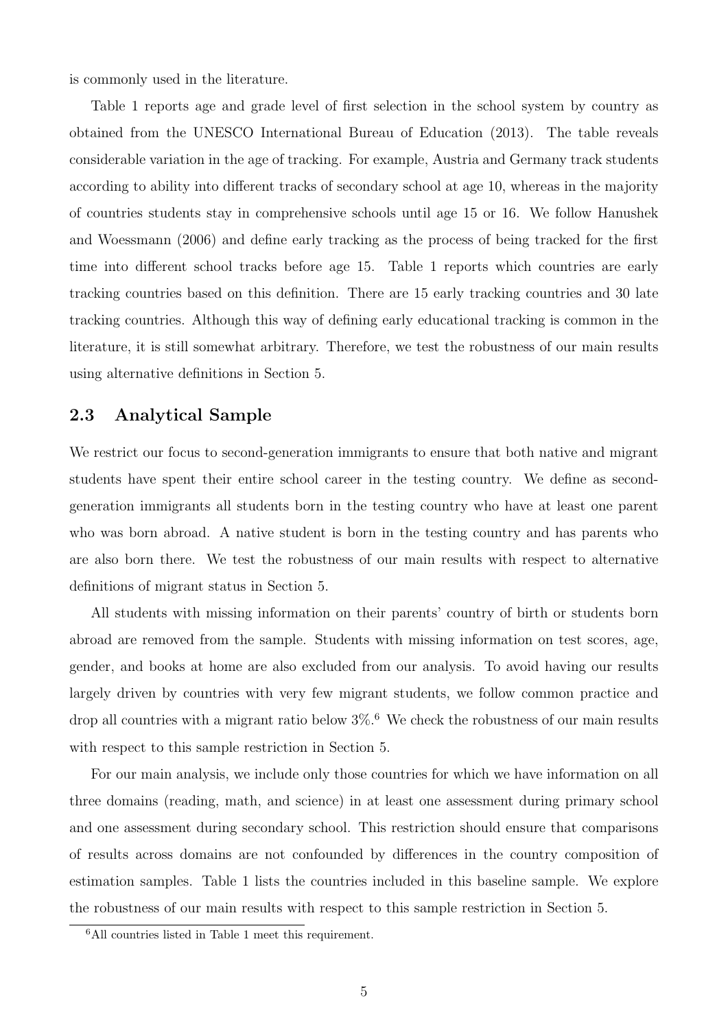is commonly used in the literature.

Table 1 reports age and grade level of first selection in the school system by country as obtained from the UNESCO International Bureau of Education (2013). The table reveals considerable variation in the age of tracking. For example, Austria and Germany track students according to ability into different tracks of secondary school at age 10, whereas in the majority of countries students stay in comprehensive schools until age 15 or 16. We follow Hanushek and Woessmann (2006) and define early tracking as the process of being tracked for the first time into different school tracks before age 15. Table 1 reports which countries are early tracking countries based on this definition. There are 15 early tracking countries and 30 late tracking countries. Although this way of defining early educational tracking is common in the literature, it is still somewhat arbitrary. Therefore, we test the robustness of our main results using alternative definitions in Section 5.

## 2.3 Analytical Sample

We restrict our focus to second-generation immigrants to ensure that both native and migrant students have spent their entire school career in the testing country. We define as second-generation immigrants all students born in the testing country who have at least one parent who was born abroad. A native student is born in the testing country and has parents who are also born there. We test the robustness of our main results with respect to alternative definitions of migrant status in Section 5.

All students with missing information on their parents' country of birth or students born abroad are removed from the sample. Students with missing information on test scores, age, gender, and books at home are also excluded from our analysis. To avoid having our results largely driven by countries with very few migrant students, we follow common practice and drop all countries with a migrant ratio below 3%.[6] We check the robustness of our main results with respect to this sample restriction in Section 5.

For our main analysis, we include only those countries for which we have information on all three domains (reading, math, and science) in at least one assessment during primary school and one assessment during secondary school. This restriction should ensure that comparisons of results across domains are not confounded by differences in the country composition of estimation samples. Table 1 lists the countries included in this baseline sample. We explore the robustness of our main results with respect to this sample restriction in Section 5.

[6] All countries listed in Table 1 meet this requirement.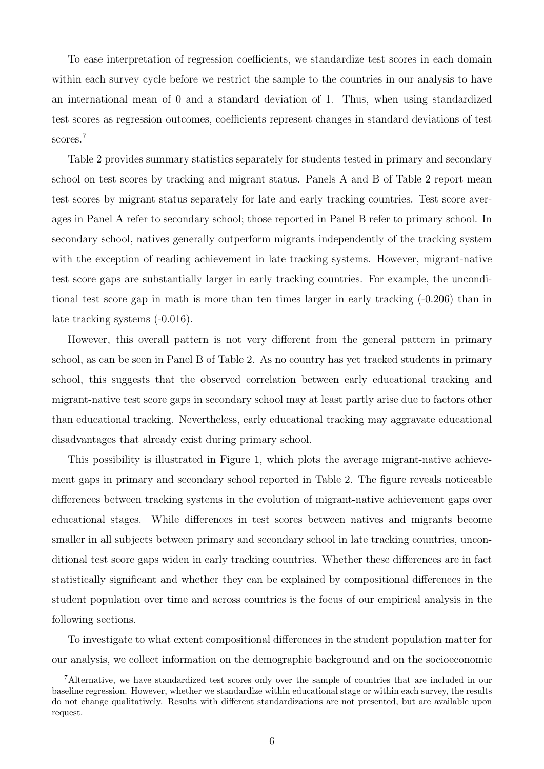To ease interpretation of regression coefficients, we standardize test scores in each domain within each survey cycle before we restrict the sample to the countries in our analysis to have an international mean of 0 and a standard deviation of 1. Thus, when using standardized test scores as regression outcomes, coefficients represent changes in standard deviations of test scores.[7]

Table 2 provides summary statistics separately for students tested in primary and secondary school on test scores by tracking and migrant status. Panels A and B of Table 2 report mean test scores by migrant status separately for late and early tracking countries. Test score averages in Panel A refer to secondary school; those reported in Panel B refer to primary school. In secondary school, natives generally outperform migrants independently of the tracking system with the exception of reading achievement in late tracking systems. However, migrant-native test score gaps are substantially larger in early tracking countries. For example, the unconditional test score gap in math is more than ten times larger in early tracking (-0.206) than in late tracking systems (-0.016).

However, this overall pattern is not very different from the general pattern in primary school, as can be seen in Panel B of Table 2. As no country has yet tracked students in primary school, this suggests that the observed correlation between early educational tracking and migrant-native test score gaps in secondary school may at least partly arise due to factors other than educational tracking. Nevertheless, early educational tracking may aggravate educational disadvantages that already exist during primary school.

This possibility is illustrated in Figure 1, which plots the average migrant-native achievement gaps in primary and secondary school reported in Table 2. The figure reveals noticeable differences between tracking systems in the evolution of migrant-native achievement gaps over educational stages. While differences in test scores between natives and migrants become smaller in all subjects between primary and secondary school in late tracking countries, unconditional test score gaps widen in early tracking countries. Whether these differences are in fact statistically significant and whether they can be explained by compositional differences in the student population over time and across countries is the focus of our empirical analysis in the following sections.

To investigate to what extent compositional differences in the student population matter for our analysis, we collect information on the demographic background and on the socioeconomic

[7] Alternative, we have standardized test scores only over the sample of countries that are included in our baseline regression. However, whether we standardize within educational stage or within each survey, the results do not change qualitatively. Results with different standardizations are not presented, but are available upon request.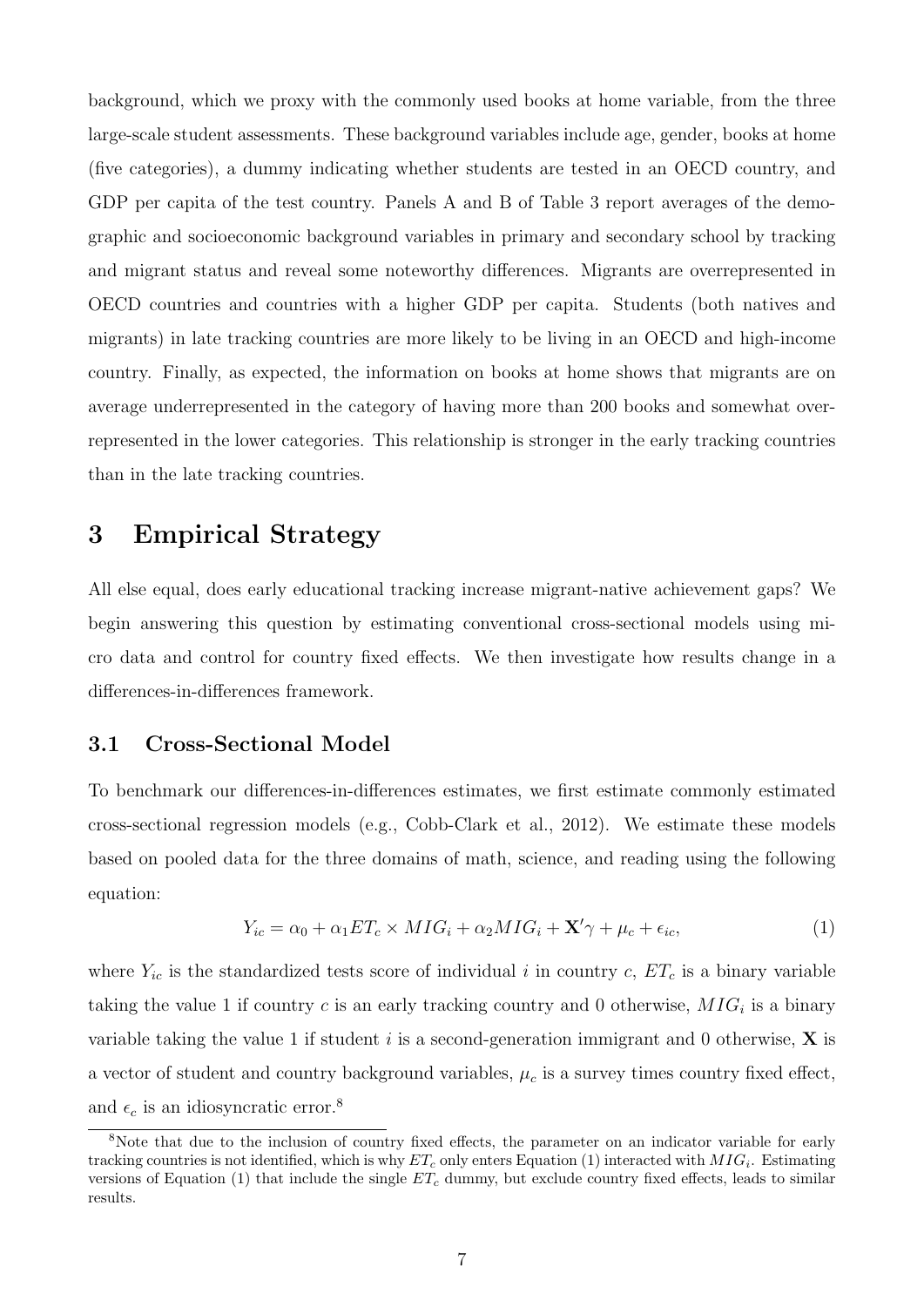background, which we proxy with the commonly used books at home variable, from the three large-scale student assessments. These background variables include age, gender, books at home (five categories), a dummy indicating whether students are tested in an OECD country, and GDP per capita of the test country. Panels A and B of Table 3 report averages of the demographic and socioeconomic background variables in primary and secondary school by tracking and migrant status and reveal some noteworthy differences. Migrants are overrepresented in OECD countries and countries with a higher GDP per capita. Students (both natives and migrants) in late tracking countries are more likely to be living in an OECD and high-income country. Finally, as expected, the information on books at home shows that migrants are on average underrepresented in the category of having more than 200 books and somewhat overrepresented in the lower categories. This relationship is stronger in the early tracking countries than in the late tracking countries.

# 3 Empirical Strategy

All else equal, does early educational tracking increase migrant-native achievement gaps? We begin answering this question by estimating conventional cross-sectional models using micro data and control for country fixed effects. We then investigate how results change in a differences-in-differences framework.

## 3.1 Cross-Sectional Model

To benchmark our differences-in-differences estimates, we first estimate commonly estimated cross-sectional regression models (e.g., Cobb-Clark et al., 2012). We estimate these models based on pooled data for the three domains of math, science, and reading using the following equation:

$$Y_{ic} = \alpha_0 + \alpha_1 ET_c \times MIG_i + \alpha_2 MIG_i + \mathbf{X}'\gamma + \mu_c + \epsilon_{ic}, \tag{1}$$

where $Y_{ic}$ is the standardized tests score of individual $i$ in country $c$, $ET_c$ is a binary variable taking the value 1 if country $c$ is an early tracking country and 0 otherwise, $MIG_i$ is a binary variable taking the value 1 if student $i$ is a second-generation immigrant and 0 otherwise, $\mathbf{X}$ is a vector of student and country background variables, $\mu_c$ is a survey times country fixed effect, and $\epsilon_c$ is an idiosyncratic error.[8]

[8] Note that due to the inclusion of country fixed effects, the parameter on an indicator variable for early tracking countries is not identified, which is why $ET_c$ only enters Equation (1) interacted with $MIG_i$. Estimating versions of Equation (1) that include the single $ET_c$ dummy, but exclude country fixed effects, leads to similar results.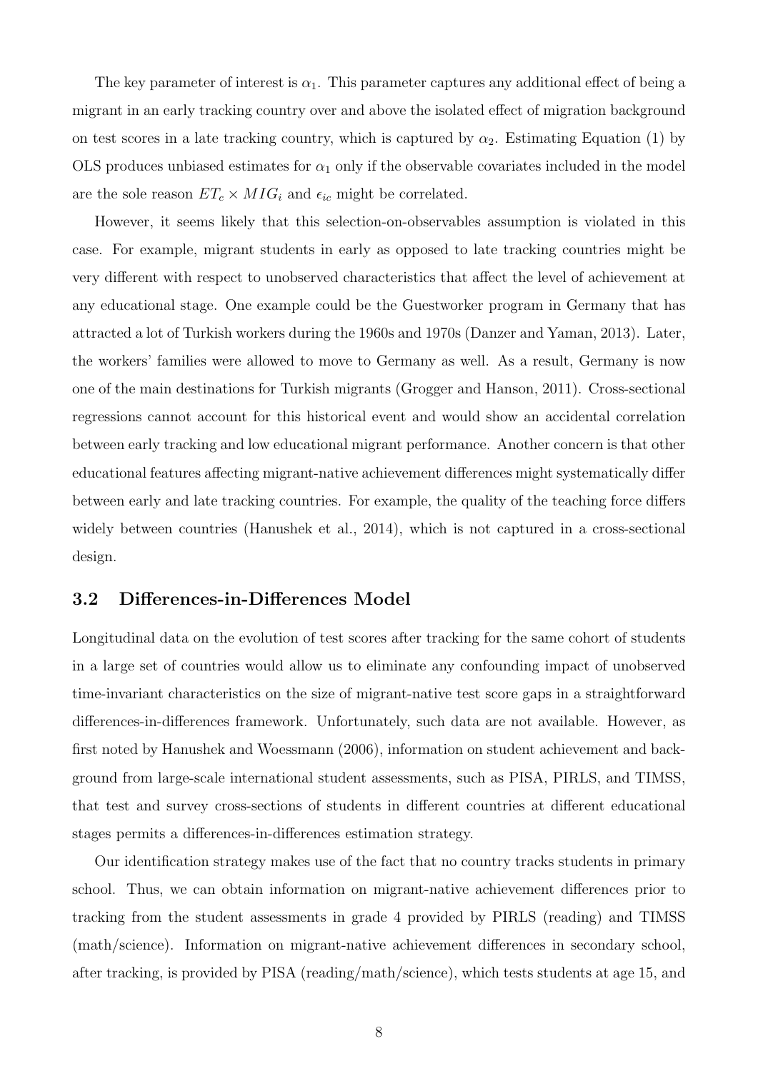The key parameter of interest is $\alpha_1$. This parameter captures any additional effect of being a migrant in an early tracking country over and above the isolated effect of migration background on test scores in a late tracking country, which is captured by $\alpha_2$. Estimating Equation (1) by OLS produces unbiased estimates for $\alpha_1$ only if the observable covariates included in the model are the sole reason $ET_c \times MIG_i$ and $\epsilon_{ic}$ might be correlated.

However, it seems likely that this selection-on-observables assumption is violated in this case. For example, migrant students in early as opposed to late tracking countries might be very different with respect to unobserved characteristics that affect the level of achievement at any educational stage. One example could be the Guestworker program in Germany that has attracted a lot of Turkish workers during the 1960s and 1970s (Danzer and Yaman, 2013). Later, the workers' families were allowed to move to Germany as well. As a result, Germany is now one of the main destinations for Turkish migrants (Grogger and Hanson, 2011). Cross-sectional regressions cannot account for this historical event and would show an accidental correlation between early tracking and low educational migrant performance. Another concern is that other educational features affecting migrant-native achievement differences might systematically differ between early and late tracking countries. For example, the quality of the teaching force differs widely between countries (Hanushek et al., 2014), which is not captured in a cross-sectional design.

## 3.2 Differences-in-Differences Model

Longitudinal data on the evolution of test scores after tracking for the same cohort of students in a large set of countries would allow us to eliminate any confounding impact of unobserved time-invariant characteristics on the size of migrant-native test score gaps in a straightforward differences-in-differences framework. Unfortunately, such data are not available. However, as first noted by Hanushek and Woessmann (2006), information on student achievement and background from large-scale international student assessments, such as PISA, PIRLS, and TIMSS, that test and survey cross-sections of students in different countries at different educational stages permits a differences-in-differences estimation strategy.

Our identification strategy makes use of the fact that no country tracks students in primary school. Thus, we can obtain information on migrant-native achievement differences prior to tracking from the student assessments in grade 4 provided by PIRLS (reading) and TIMSS (math/science). Information on migrant-native achievement differences in secondary school, after tracking, is provided by PISA (reading/math/science), which tests students at age 15, and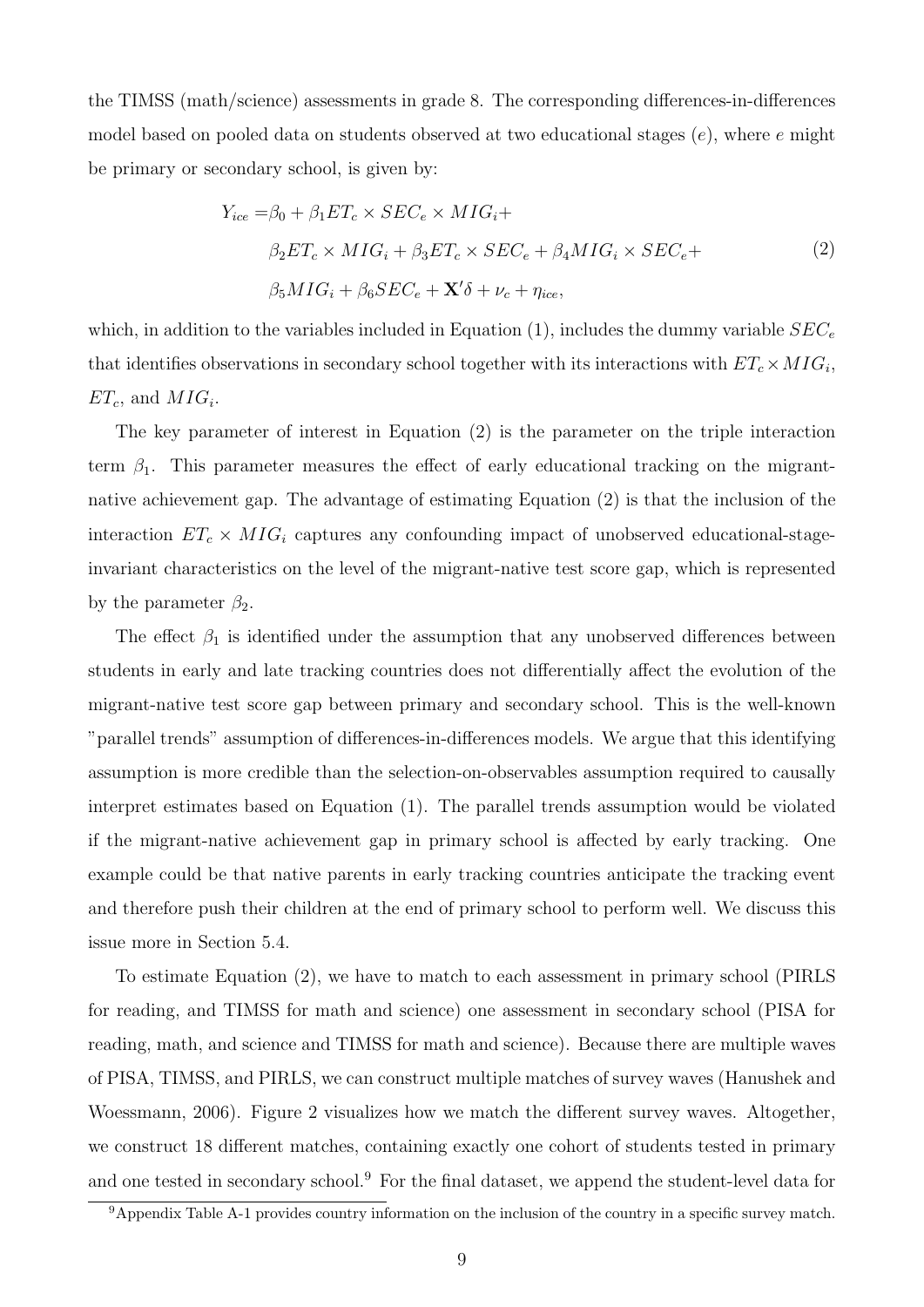the TIMSS (math/science) assessments in grade 8. The corresponding differences-in-differences model based on pooled data on students observed at two educational stages ($e$), where $e$ might be primary or secondary school, is given by:

$$
\begin{aligned}
Y_{ice} =& \beta_0 + \beta_1 ET_c \times SEC_e \times MIG_i + \\
& \beta_2 ET_c \times MIG_i + \beta_3 ET_c \times SEC_e + \beta_4 MIG_i \times SEC_e + \\
& \beta_5 MIG_i + \beta_6 SEC_e + \mathbf{X}'\delta + \nu_c + \eta_{ice},
\end{aligned}
\tag{2}
$$

which, in addition to the variables included in Equation (1), includes the dummy variable $SEC_e$ that identifies observations in secondary school together with its interactions with $ET_c \times MIG_i$, $ET_c$, and $MIG_i$.

The key parameter of interest in Equation (2) is the parameter on the triple interaction term $\beta_1$. This parameter measures the effect of early educational tracking on the migrant-native achievement gap. The advantage of estimating Equation (2) is that the inclusion of the interaction $ET_c \times MIG_i$ captures any confounding impact of unobserved educational-stage-invariant characteristics on the level of the migrant-native test score gap, which is represented by the parameter $\beta_2$.

The effect $\beta_1$ is identified under the assumption that any unobserved differences between students in early and late tracking countries does not differentially affect the evolution of the migrant-native test score gap between primary and secondary school. This is the well-known "parallel trends" assumption of differences-in-differences models. We argue that this identifying assumption is more credible than the selection-on-observables assumption required to causally interpret estimates based on Equation (1). The parallel trends assumption would be violated if the migrant-native achievement gap in primary school is affected by early tracking. One example could be that native parents in early tracking countries anticipate the tracking event and therefore push their children at the end of primary school to perform well. We discuss this issue more in Section 5.4.

To estimate Equation (2), we have to match to each assessment in primary school (PIRLS for reading, and TIMSS for math and science) one assessment in secondary school (PISA for reading, math, and science and TIMSS for math and science). Because there are multiple waves of PISA, TIMSS, and PIRLS, we can construct multiple matches of survey waves (Hanushek and Woessmann, 2006). Figure 2 visualizes how we match the different survey waves. Altogether, we construct 18 different matches, containing exactly one cohort of students tested in primary and one tested in secondary school.[9] For the final dataset, we append the student-level data for

[9] Appendix Table A-1 provides country information on the inclusion of the country in a specific survey match.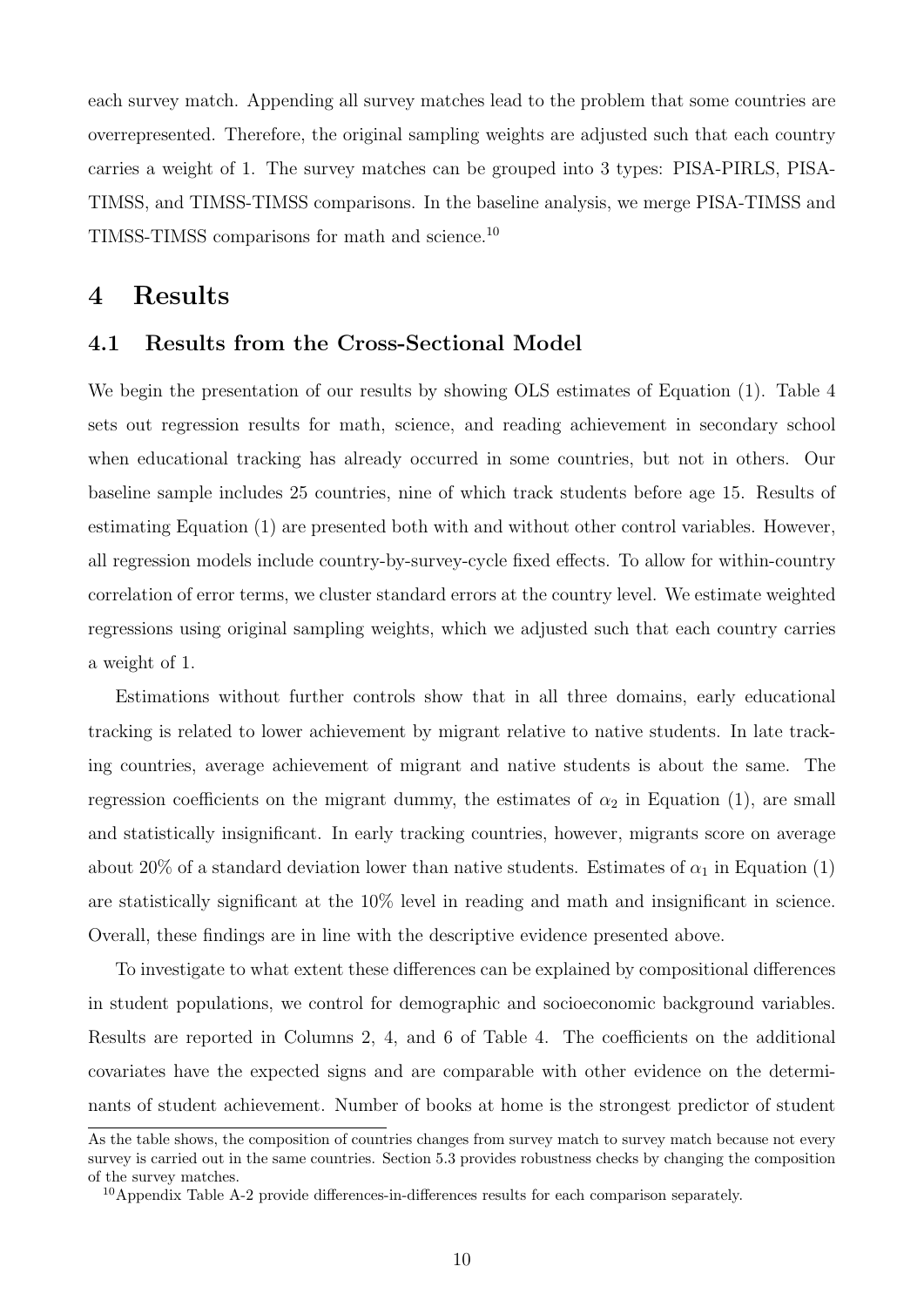each survey match. Appending all survey matches lead to the problem that some countries are overrepresented. Therefore, the original sampling weights are adjusted such that each country carries a weight of 1. The survey matches can be grouped into 3 types: PISA-PIRLS, PISA-TIMSS, and TIMSS-TIMSS comparisons. In the baseline analysis, we merge PISA-TIMSS and TIMSS-TIMSS comparisons for math and science.[10]

# 4 Results

## 4.1 Results from the Cross-Sectional Model

We begin the presentation of our results by showing OLS estimates of Equation (1). Table 4 sets out regression results for math, science, and reading achievement in secondary school when educational tracking has already occurred in some countries, but not in others. Our baseline sample includes 25 countries, nine of which track students before age 15. Results of estimating Equation (1) are presented both with and without other control variables. However, all regression models include country-by-survey-cycle fixed effects. To allow for within-country correlation of error terms, we cluster standard errors at the country level. We estimate weighted regressions using original sampling weights, which we adjusted such that each country carries a weight of 1.

Estimations without further controls show that in all three domains, early educational tracking is related to lower achievement by migrant relative to native students. In late tracking countries, average achievement of migrant and native students is about the same. The regression coefficients on the migrant dummy, the estimates of $\alpha_2$ in Equation (1), are small and statistically insignificant. In early tracking countries, however, migrants score on average about 20% of a standard deviation lower than native students. Estimates of $\alpha_1$ in Equation (1) are statistically significant at the 10% level in reading and math and insignificant in science. Overall, these findings are in line with the descriptive evidence presented above.

To investigate to what extent these differences can be explained by compositional differences in student populations, we control for demographic and socioeconomic background variables. Results are reported in Columns 2, 4, and 6 of Table 4. The coefficients on the additional covariates have the expected signs and are comparable with other evidence on the determinants of student achievement. Number of books at home is the strongest predictor of student

As the table shows, the composition of countries changes from survey match to survey match because not every survey is carried out in the same countries. Section 5.3 provides robustness checks by changing the composition of the survey matches.

[10] Appendix Table A-2 provide differences-in-differences results for each comparison separately.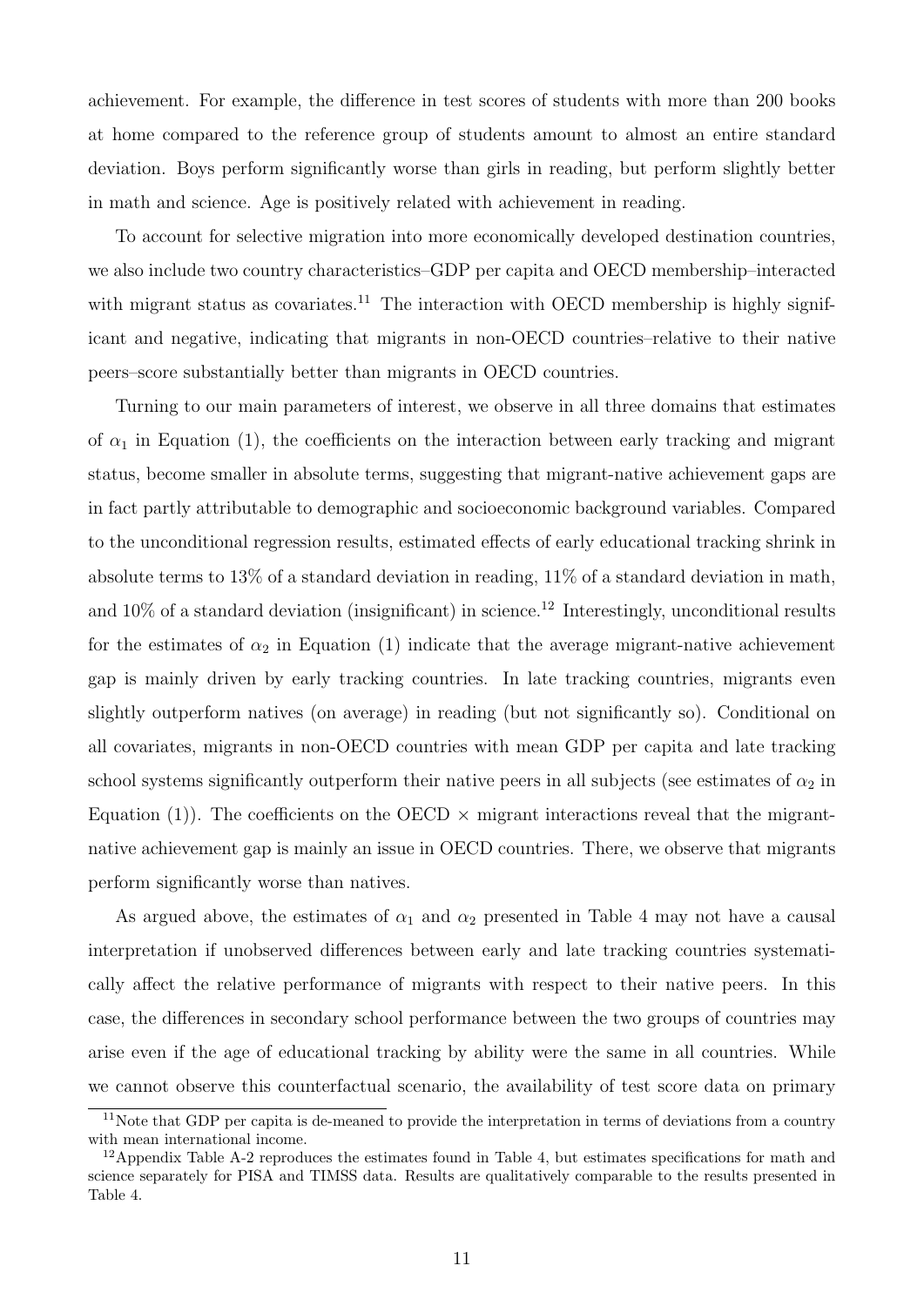achievement. For example, the difference in test scores of students with more than 200 books at home compared to the reference group of students amount to almost an entire standard deviation. Boys perform significantly worse than girls in reading, but perform slightly better in math and science. Age is positively related with achievement in reading.

To account for selective migration into more economically developed destination countries, we also include two country characteristics–GDP per capita and OECD membership–interacted with migrant status as covariates.[11] The interaction with OECD membership is highly significant and negative, indicating that migrants in non-OECD countries–relative to their native peers–score substantially better than migrants in OECD countries.

Turning to our main parameters of interest, we observe in all three domains that estimates of $\alpha_1$ in Equation (1), the coefficients on the interaction between early tracking and migrant status, become smaller in absolute terms, suggesting that migrant-native achievement gaps are in fact partly attributable to demographic and socioeconomic background variables. Compared to the unconditional regression results, estimated effects of early educational tracking shrink in absolute terms to 13% of a standard deviation in reading, 11% of a standard deviation in math, and 10% of a standard deviation (insignificant) in science.[12] Interestingly, unconditional results for the estimates of $\alpha_2$ in Equation (1) indicate that the average migrant-native achievement gap is mainly driven by early tracking countries. In late tracking countries, migrants even slightly outperform natives (on average) in reading (but not significantly so). Conditional on all covariates, migrants in non-OECD countries with mean GDP per capita and late tracking school systems significantly outperform their native peers in all subjects (see estimates of $\alpha_2$ in Equation (1)). The coefficients on the OECD $\times$ migrant interactions reveal that the migrant-native achievement gap is mainly an issue in OECD countries. There, we observe that migrants perform significantly worse than natives.

As argued above, the estimates of $\alpha_1$ and $\alpha_2$ presented in Table 4 may not have a causal interpretation if unobserved differences between early and late tracking countries systematically affect the relative performance of migrants with respect to their native peers. In this case, the differences in secondary school performance between the two groups of countries may arise even if the age of educational tracking by ability were the same in all countries. While we cannot observe this counterfactual scenario, the availability of test score data on primary

[11] Note that GDP per capita is de-meaned to provide the interpretation in terms of deviations from a country with mean international income.

[12] Appendix Table A-2 reproduces the estimates found in Table 4, but estimates specifications for math and science separately for PISA and TIMSS data. Results are qualitatively comparable to the results presented in Table 4.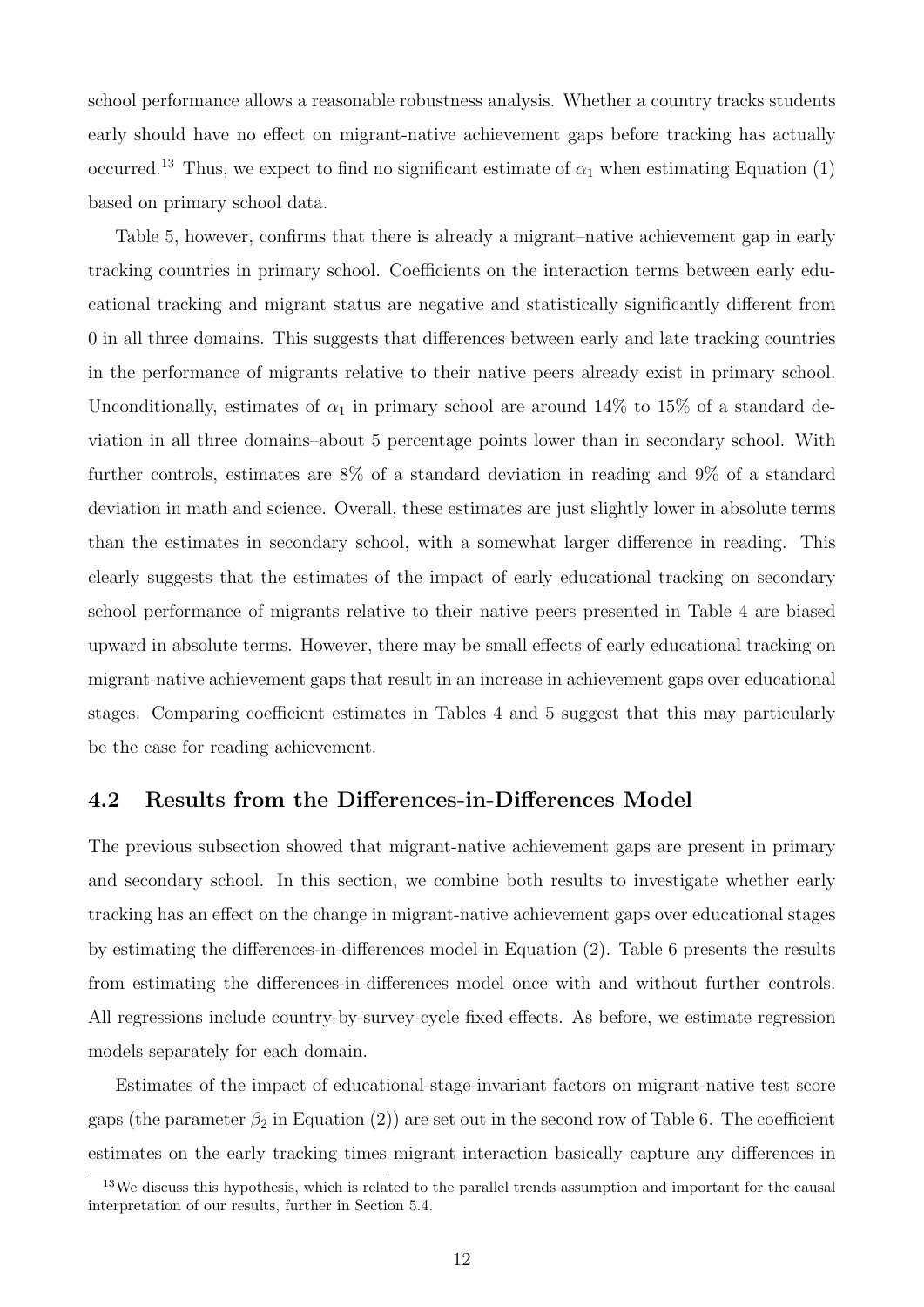school performance allows a reasonable robustness analysis. Whether a country tracks students early should have no effect on migrant-native achievement gaps before tracking has actually occurred.[13] Thus, we expect to find no significant estimate of $\alpha_1$ when estimating Equation (1) based on primary school data.

Table 5, however, confirms that there is already a migrant–native achievement gap in early tracking countries in primary school. Coefficients on the interaction terms between early educational tracking and migrant status are negative and statistically significantly different from 0 in all three domains. This suggests that differences between early and late tracking countries in the performance of migrants relative to their native peers already exist in primary school. Unconditionally, estimates of $\alpha_1$ in primary school are around 14% to 15% of a standard deviation in all three domains–about 5 percentage points lower than in secondary school. With further controls, estimates are 8% of a standard deviation in reading and 9% of a standard deviation in math and science. Overall, these estimates are just slightly lower in absolute terms than the estimates in secondary school, with a somewhat larger difference in reading. This clearly suggests that the estimates of the impact of early educational tracking on secondary school performance of migrants relative to their native peers presented in Table 4 are biased upward in absolute terms. However, there may be small effects of early educational tracking on migrant-native achievement gaps that result in an increase in achievement gaps over educational stages. Comparing coefficient estimates in Tables 4 and 5 suggest that this may particularly be the case for reading achievement.

## 4.2 Results from the Differences-in-Differences Model

The previous subsection showed that migrant-native achievement gaps are present in primary and secondary school. In this section, we combine both results to investigate whether early tracking has an effect on the change in migrant-native achievement gaps over educational stages by estimating the differences-in-differences model in Equation (2). Table 6 presents the results from estimating the differences-in-differences model once with and without further controls. All regressions include country-by-survey-cycle fixed effects. As before, we estimate regression models separately for each domain.

Estimates of the impact of educational-stage-invariant factors on migrant-native test score gaps (the parameter $\beta_2$ in Equation (2)) are set out in the second row of Table 6. The coefficient estimates on the early tracking times migrant interaction basically capture any differences in

[13] We discuss this hypothesis, which is related to the parallel trends assumption and important for the causal interpretation of our results, further in Section 5.4.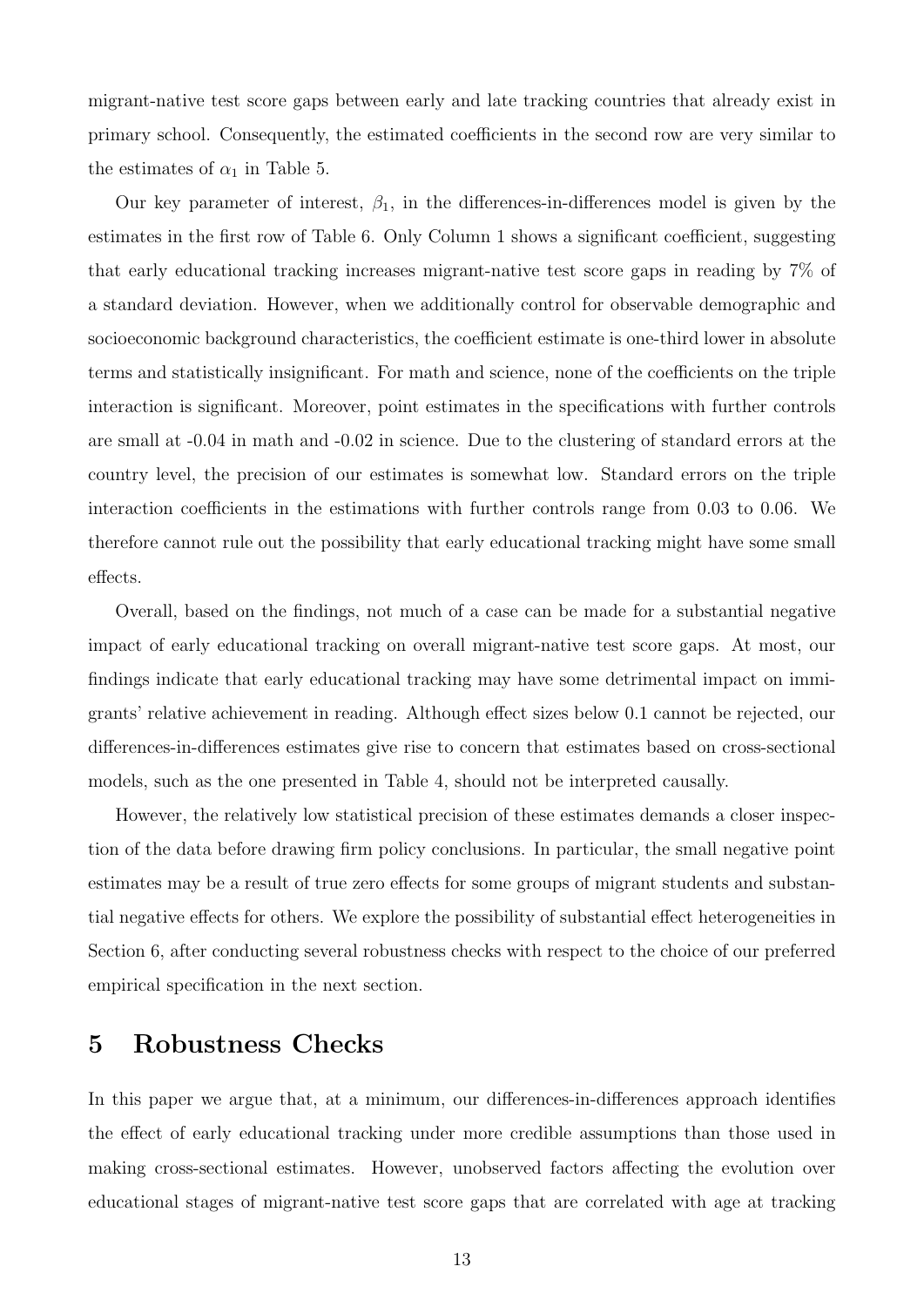migrant-native test score gaps between early and late tracking countries that already exist in primary school. Consequently, the estimated coefficients in the second row are very similar to the estimates of $\alpha_1$ in Table 5.

Our key parameter of interest, $\beta_1$, in the differences-in-differences model is given by the estimates in the first row of Table 6. Only Column 1 shows a significant coefficient, suggesting that early educational tracking increases migrant-native test score gaps in reading by 7% of a standard deviation. However, when we additionally control for observable demographic and socioeconomic background characteristics, the coefficient estimate is one-third lower in absolute terms and statistically insignificant. For math and science, none of the coefficients on the triple interaction is significant. Moreover, point estimates in the specifications with further controls are small at -0.04 in math and -0.02 in science. Due to the clustering of standard errors at the country level, the precision of our estimates is somewhat low. Standard errors on the triple interaction coefficients in the estimations with further controls range from 0.03 to 0.06. We therefore cannot rule out the possibility that early educational tracking might have some small effects.

Overall, based on the findings, not much of a case can be made for a substantial negative impact of early educational tracking on overall migrant-native test score gaps. At most, our findings indicate that early educational tracking may have some detrimental impact on immigrants' relative achievement in reading. Although effect sizes below 0.1 cannot be rejected, our differences-in-differences estimates give rise to concern that estimates based on cross-sectional models, such as the one presented in Table 4, should not be interpreted causally.

However, the relatively low statistical precision of these estimates demands a closer inspection of the data before drawing firm policy conclusions. In particular, the small negative point estimates may be a result of true zero effects for some groups of migrant students and substantial negative effects for others. We explore the possibility of substantial effect heterogeneities in Section 6, after conducting several robustness checks with respect to the choice of our preferred empirical specification in the next section.

# 5 Robustness Checks

In this paper we argue that, at a minimum, our differences-in-differences approach identifies the effect of early educational tracking under more credible assumptions than those used in making cross-sectional estimates. However, unobserved factors affecting the evolution over educational stages of migrant-native test score gaps that are correlated with age at tracking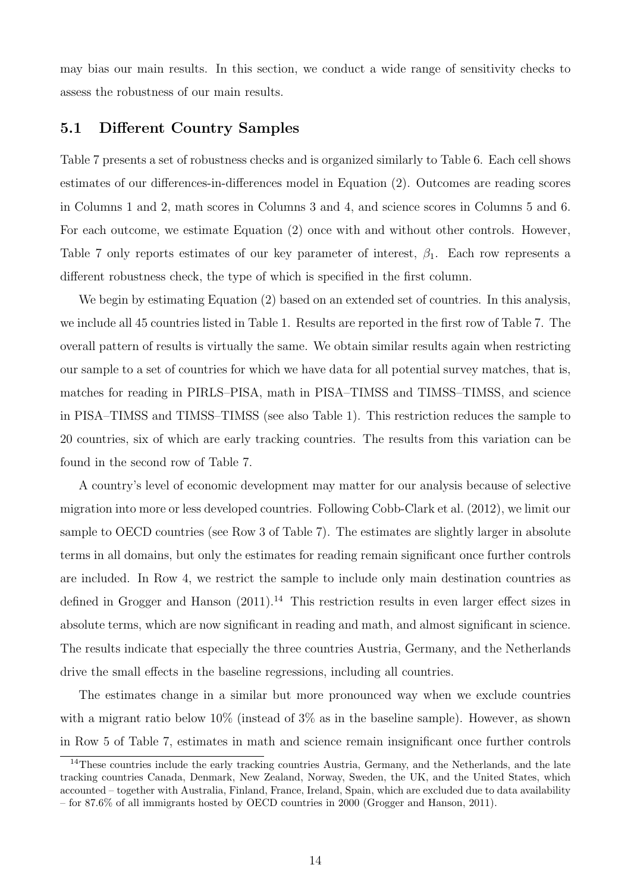may bias our main results. In this section, we conduct a wide range of sensitivity checks to assess the robustness of our main results.

## 5.1 Different Country Samples

Table 7 presents a set of robustness checks and is organized similarly to Table 6. Each cell shows estimates of our differences-in-differences model in Equation (2). Outcomes are reading scores in Columns 1 and 2, math scores in Columns 3 and 4, and science scores in Columns 5 and 6. For each outcome, we estimate Equation (2) once with and without other controls. However, Table 7 only reports estimates of our key parameter of interest, $\beta_1$. Each row represents a different robustness check, the type of which is specified in the first column.

We begin by estimating Equation (2) based on an extended set of countries. In this analysis, we include all 45 countries listed in Table 1. Results are reported in the first row of Table 7. The overall pattern of results is virtually the same. We obtain similar results again when restricting our sample to a set of countries for which we have data for all potential survey matches, that is, matches for reading in PIRLS–PISA, math in PISA–TIMSS and TIMSS–TIMSS, and science in PISA–TIMSS and TIMSS–TIMSS (see also Table 1). This restriction reduces the sample to 20 countries, six of which are early tracking countries. The results from this variation can be found in the second row of Table 7.

A country's level of economic development may matter for our analysis because of selective migration into more or less developed countries. Following Cobb-Clark et al. (2012), we limit our sample to OECD countries (see Row 3 of Table 7). The estimates are slightly larger in absolute terms in all domains, but only the estimates for reading remain significant once further controls are included. In Row 4, we restrict the sample to include only main destination countries as defined in Grogger and Hanson (2011).[14] This restriction results in even larger effect sizes in absolute terms, which are now significant in reading and math, and almost significant in science. The results indicate that especially the three countries Austria, Germany, and the Netherlands drive the small effects in the baseline regressions, including all countries.

The estimates change in a similar but more pronounced way when we exclude countries with a migrant ratio below 10% (instead of 3% as in the baseline sample). However, as shown in Row 5 of Table 7, estimates in math and science remain insignificant once further controls

[14] These countries include the early tracking countries Austria, Germany, and the Netherlands, and the late tracking countries Canada, Denmark, New Zealand, Norway, Sweden, the UK, and the United States, which accounted – together with Australia, Finland, France, Ireland, Spain, which are excluded due to data availability – for 87.6% of all immigrants hosted by OECD countries in 2000 (Grogger and Hanson, 2011).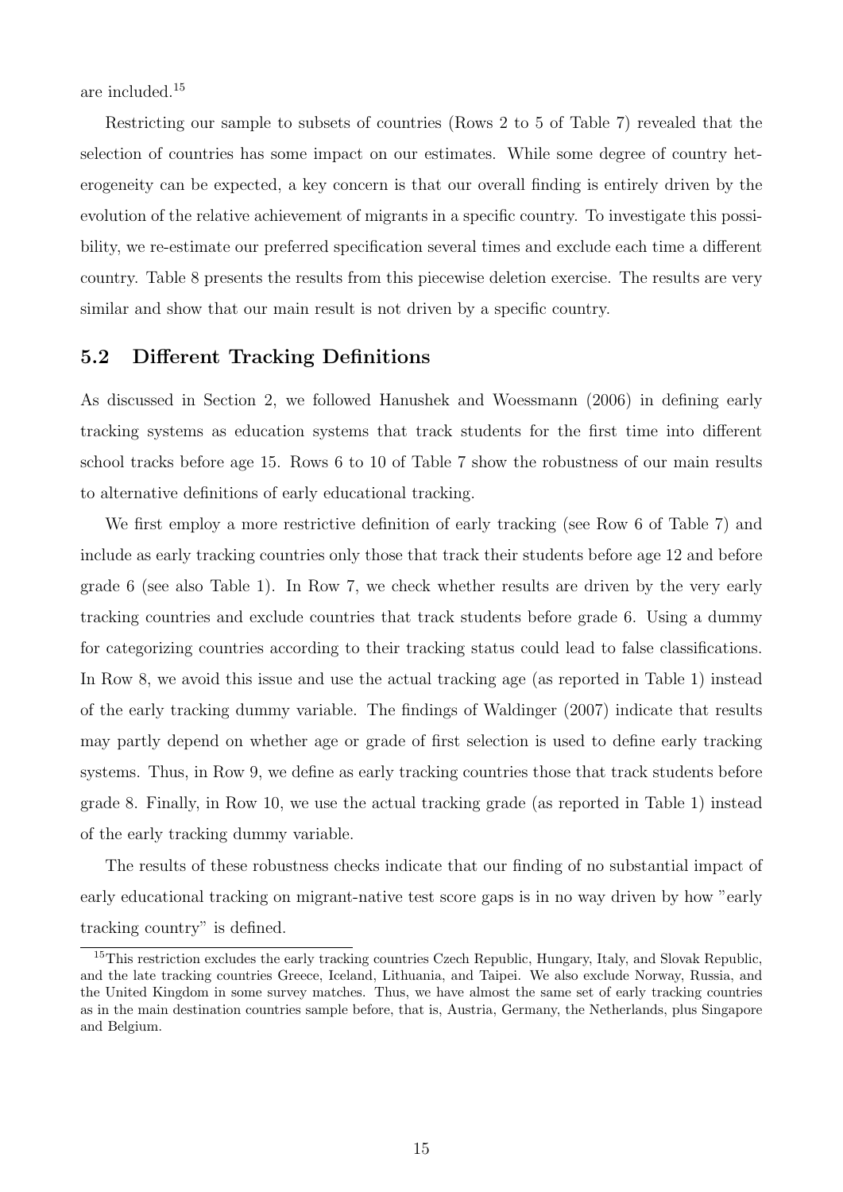are included.[15]

Restricting our sample to subsets of countries (Rows 2 to 5 of Table 7) revealed that the selection of countries has some impact on our estimates. While some degree of country heterogeneity can be expected, a key concern is that our overall finding is entirely driven by the evolution of the relative achievement of migrants in a specific country. To investigate this possibility, we re-estimate our preferred specification several times and exclude each time a different country. Table 8 presents the results from this piecewise deletion exercise. The results are very similar and show that our main result is not driven by a specific country.

## 5.2 Different Tracking Definitions

As discussed in Section 2, we followed Hanushek and Woessmann (2006) in defining early tracking systems as education systems that track students for the first time into different school tracks before age 15. Rows 6 to 10 of Table 7 show the robustness of our main results to alternative definitions of early educational tracking.

We first employ a more restrictive definition of early tracking (see Row 6 of Table 7) and include as early tracking countries only those that track their students before age 12 and before grade 6 (see also Table 1). In Row 7, we check whether results are driven by the very early tracking countries and exclude countries that track students before grade 6. Using a dummy for categorizing countries according to their tracking status could lead to false classifications. In Row 8, we avoid this issue and use the actual tracking age (as reported in Table 1) instead of the early tracking dummy variable. The findings of Waldinger (2007) indicate that results may partly depend on whether age or grade of first selection is used to define early tracking systems. Thus, in Row 9, we define as early tracking countries those that track students before grade 8. Finally, in Row 10, we use the actual tracking grade (as reported in Table 1) instead of the early tracking dummy variable.

The results of these robustness checks indicate that our finding of no substantial impact of early educational tracking on migrant-native test score gaps is in no way driven by how "early tracking country" is defined.

[15]This restriction excludes the early tracking countries Czech Republic, Hungary, Italy, and Slovak Republic, and the late tracking countries Greece, Iceland, Lithuania, and Taipei. We also exclude Norway, Russia, and the United Kingdom in some survey matches. Thus, we have almost the same set of early tracking countries as in the main destination countries sample before, that is, Austria, Germany, the Netherlands, plus Singapore and Belgium.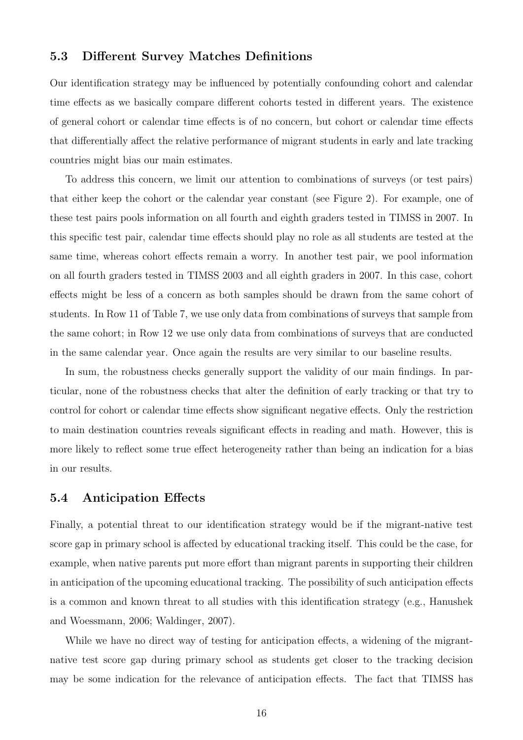### 5.3 Different Survey Matches Definitions

Our identification strategy may be influenced by potentially confounding cohort and calendar time effects as we basically compare different cohorts tested in different years. The existence of general cohort or calendar time effects is of no concern, but cohort or calendar time effects that differentially affect the relative performance of migrant students in early and late tracking countries might bias our main estimates.

To address this concern, we limit our attention to combinations of surveys (or test pairs) that either keep the cohort or the calendar year constant (see Figure 2). For example, one of these test pairs pools information on all fourth and eighth graders tested in TIMSS in 2007. In this specific test pair, calendar time effects should play no role as all students are tested at the same time, whereas cohort effects remain a worry. In another test pair, we pool information on all fourth graders tested in TIMSS 2003 and all eighth graders in 2007. In this case, cohort effects might be less of a concern as both samples should be drawn from the same cohort of students. In Row 11 of Table 7, we use only data from combinations of surveys that sample from the same cohort; in Row 12 we use only data from combinations of surveys that are conducted in the same calendar year. Once again the results are very similar to our baseline results.

In sum, the robustness checks generally support the validity of our main findings. In particular, none of the robustness checks that alter the definition of early tracking or that try to control for cohort or calendar time effects show significant negative effects. Only the restriction to main destination countries reveals significant effects in reading and math. However, this is more likely to reflect some true effect heterogeneity rather than being an indication for a bias in our results.

### 5.4 Anticipation Effects

Finally, a potential threat to our identification strategy would be if the migrant-native test score gap in primary school is affected by educational tracking itself. This could be the case, for example, when native parents put more effort than migrant parents in supporting their children in anticipation of the upcoming educational tracking. The possibility of such anticipation effects is a common and known threat to all studies with this identification strategy (e.g., Hanushek and Woessmann, 2006; Waldinger, 2007).

While we have no direct way of testing for anticipation effects, a widening of the migrant-native test score gap during primary school as students get closer to the tracking decision may be some indication for the relevance of anticipation effects. The fact that TIMSS has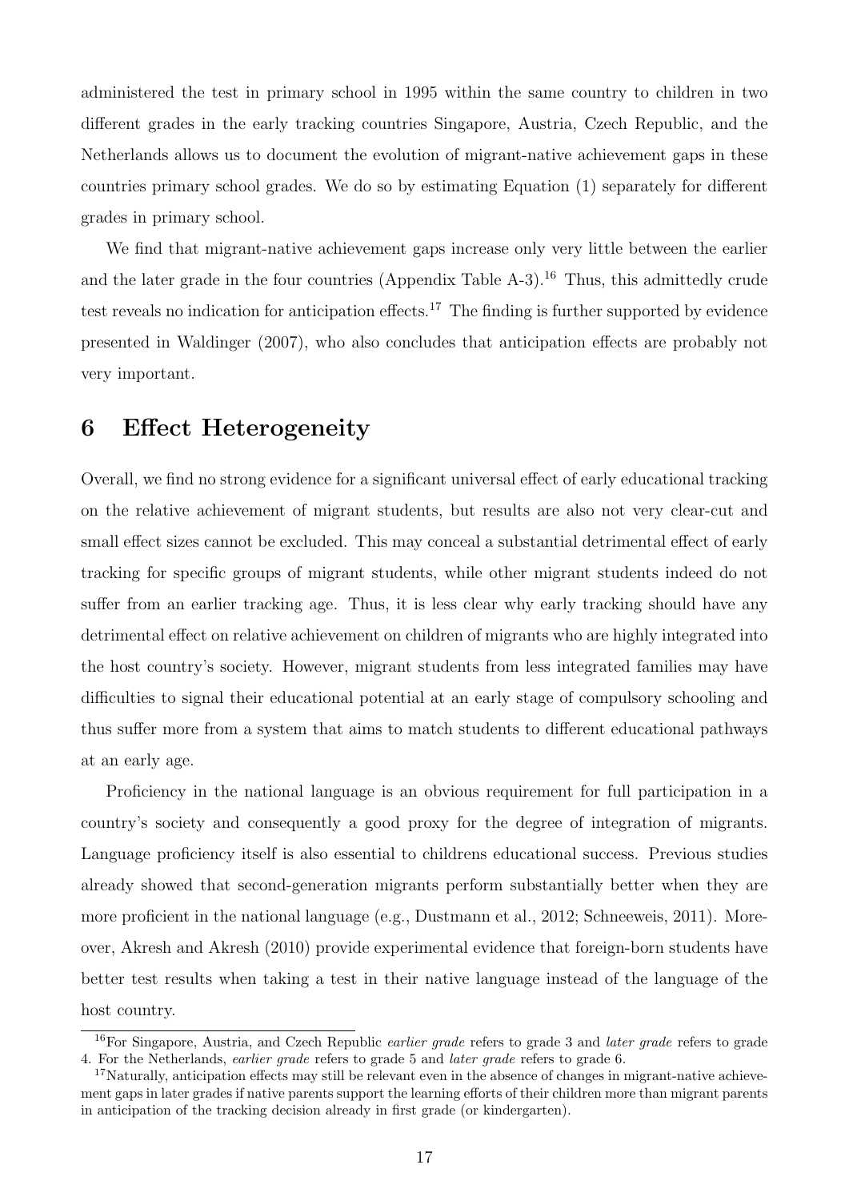administered the test in primary school in 1995 within the same country to children in two different grades in the early tracking countries Singapore, Austria, Czech Republic, and the Netherlands allows us to document the evolution of migrant-native achievement gaps in these countries primary school grades. We do so by estimating Equation (1) separately for different grades in primary school.

We find that migrant-native achievement gaps increase only very little between the earlier and the later grade in the four countries (Appendix Table A-3).[16] Thus, this admittedly crude test reveals no indication for anticipation effects.[17] The finding is further supported by evidence presented in Waldinger (2007), who also concludes that anticipation effects are probably not very important.

# 6 Effect Heterogeneity

Overall, we find no strong evidence for a significant universal effect of early educational tracking on the relative achievement of migrant students, but results are also not very clear-cut and small effect sizes cannot be excluded. This may conceal a substantial detrimental effect of early tracking for specific groups of migrant students, while other migrant students indeed do not suffer from an earlier tracking age. Thus, it is less clear why early tracking should have any detrimental effect on relative achievement on children of migrants who are highly integrated into the host country's society. However, migrant students from less integrated families may have difficulties to signal their educational potential at an early stage of compulsory schooling and thus suffer more from a system that aims to match students to different educational pathways at an early age.

Proficiency in the national language is an obvious requirement for full participation in a country's society and consequently a good proxy for the degree of integration of migrants. Language proficiency itself is also essential to childrens educational success. Previous studies already showed that second-generation migrants perform substantially better when they are more proficient in the national language (e.g., Dustmann et al., 2012; Schneeweis, 2011). Moreover, Akresh and Akresh (2010) provide experimental evidence that foreign-born students have better test results when taking a test in their native language instead of the language of the host country.

[16] For Singapore, Austria, and Czech Republic *earlier grade* refers to grade 3 and *later grade* refers to grade 4. For the Netherlands, *earlier grade* refers to grade 5 and *later grade* refers to grade 6.

[17] Naturally, anticipation effects may still be relevant even in the absence of changes in migrant-native achievement gaps in later grades if native parents support the learning efforts of their children more than migrant parents in anticipation of the tracking decision already in first grade (or kindergarten).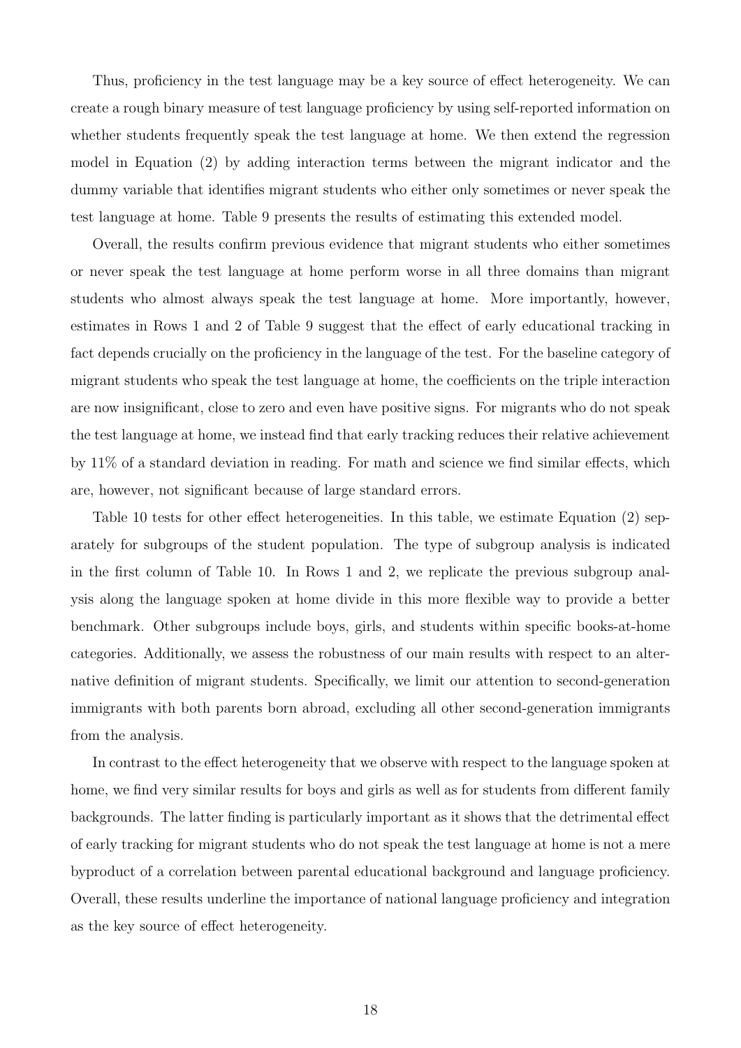Thus, proficiency in the test language may be a key source of effect heterogeneity. We can create a rough binary measure of test language proficiency by using self-reported information on whether students frequently speak the test language at home. We then extend the regression model in Equation (2) by adding interaction terms between the migrant indicator and the dummy variable that identifies migrant students who either only sometimes or never speak the test language at home. Table 9 presents the results of estimating this extended model.

Overall, the results confirm previous evidence that migrant students who either sometimes or never speak the test language at home perform worse in all three domains than migrant students who almost always speak the test language at home. More importantly, however, estimates in Rows 1 and 2 of Table 9 suggest that the effect of early educational tracking in fact depends crucially on the proficiency in the language of the test. For the baseline category of migrant students who speak the test language at home, the coefficients on the triple interaction are now insignificant, close to zero and even have positive signs. For migrants who do not speak the test language at home, we instead find that early tracking reduces their relative achievement by 11% of a standard deviation in reading. For math and science we find similar effects, which are, however, not significant because of large standard errors.

Table 10 tests for other effect heterogeneities. In this table, we estimate Equation (2) separately for subgroups of the student population. The type of subgroup analysis is indicated in the first column of Table 10. In Rows 1 and 2, we replicate the previous subgroup analysis along the language spoken at home divide in this more flexible way to provide a better benchmark. Other subgroups include boys, girls, and students within specific books-at-home categories. Additionally, we assess the robustness of our main results with respect to an alternative definition of migrant students. Specifically, we limit our attention to second-generation immigrants with both parents born abroad, excluding all other second-generation immigrants from the analysis.

In contrast to the effect heterogeneity that we observe with respect to the language spoken at home, we find very similar results for boys and girls as well as for students from different family backgrounds. The latter finding is particularly important as it shows that the detrimental effect of early tracking for migrant students who do not speak the test language at home is not a mere byproduct of a correlation between parental educational background and language proficiency. Overall, these results underline the importance of national language proficiency and integration as the key source of effect heterogeneity.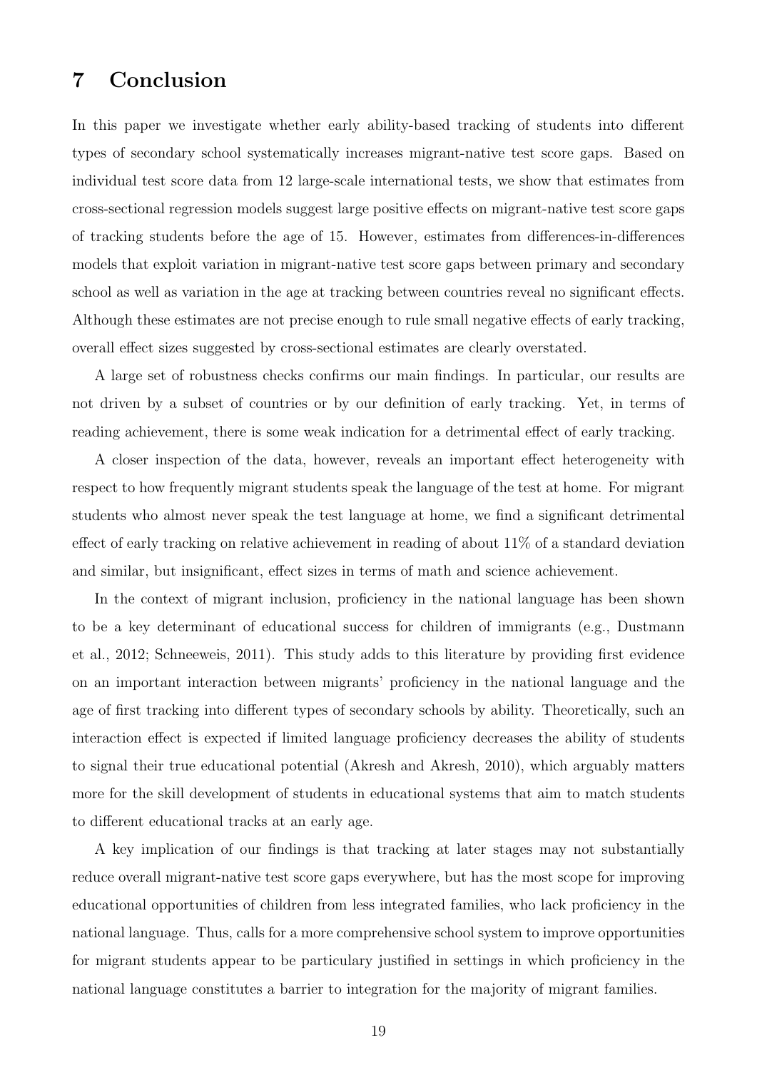# 7 Conclusion

In this paper we investigate whether early ability-based tracking of students into different types of secondary school systematically increases migrant-native test score gaps. Based on individual test score data from 12 large-scale international tests, we show that estimates from cross-sectional regression models suggest large positive effects on migrant-native test score gaps of tracking students before the age of 15. However, estimates from differences-in-differences models that exploit variation in migrant-native test score gaps between primary and secondary school as well as variation in the age at tracking between countries reveal no significant effects. Although these estimates are not precise enough to rule small negative effects of early tracking, overall effect sizes suggested by cross-sectional estimates are clearly overstated.

A large set of robustness checks confirms our main findings. In particular, our results are not driven by a subset of countries or by our definition of early tracking. Yet, in terms of reading achievement, there is some weak indication for a detrimental effect of early tracking.

A closer inspection of the data, however, reveals an important effect heterogeneity with respect to how frequently migrant students speak the language of the test at home. For migrant students who almost never speak the test language at home, we find a significant detrimental effect of early tracking on relative achievement in reading of about 11% of a standard deviation and similar, but insignificant, effect sizes in terms of math and science achievement.

In the context of migrant inclusion, proficiency in the national language has been shown to be a key determinant of educational success for children of immigrants (e.g., Dustmann et al., 2012; Schneeweis, 2011). This study adds to this literature by providing first evidence on an important interaction between migrants' proficiency in the national language and the age of first tracking into different types of secondary schools by ability. Theoretically, such an interaction effect is expected if limited language proficiency decreases the ability of students to signal their true educational potential (Akresh and Akresh, 2010), which arguably matters more for the skill development of students in educational systems that aim to match students to different educational tracks at an early age.

A key implication of our findings is that tracking at later stages may not substantially reduce overall migrant-native test score gaps everywhere, but has the most scope for improving educational opportunities of children from less integrated families, who lack proficiency in the national language. Thus, calls for a more comprehensive school system to improve opportunities for migrant students appear to be particular justified in settings in which proficiency in the national language constitutes a barrier to integration for the majority of migrant families.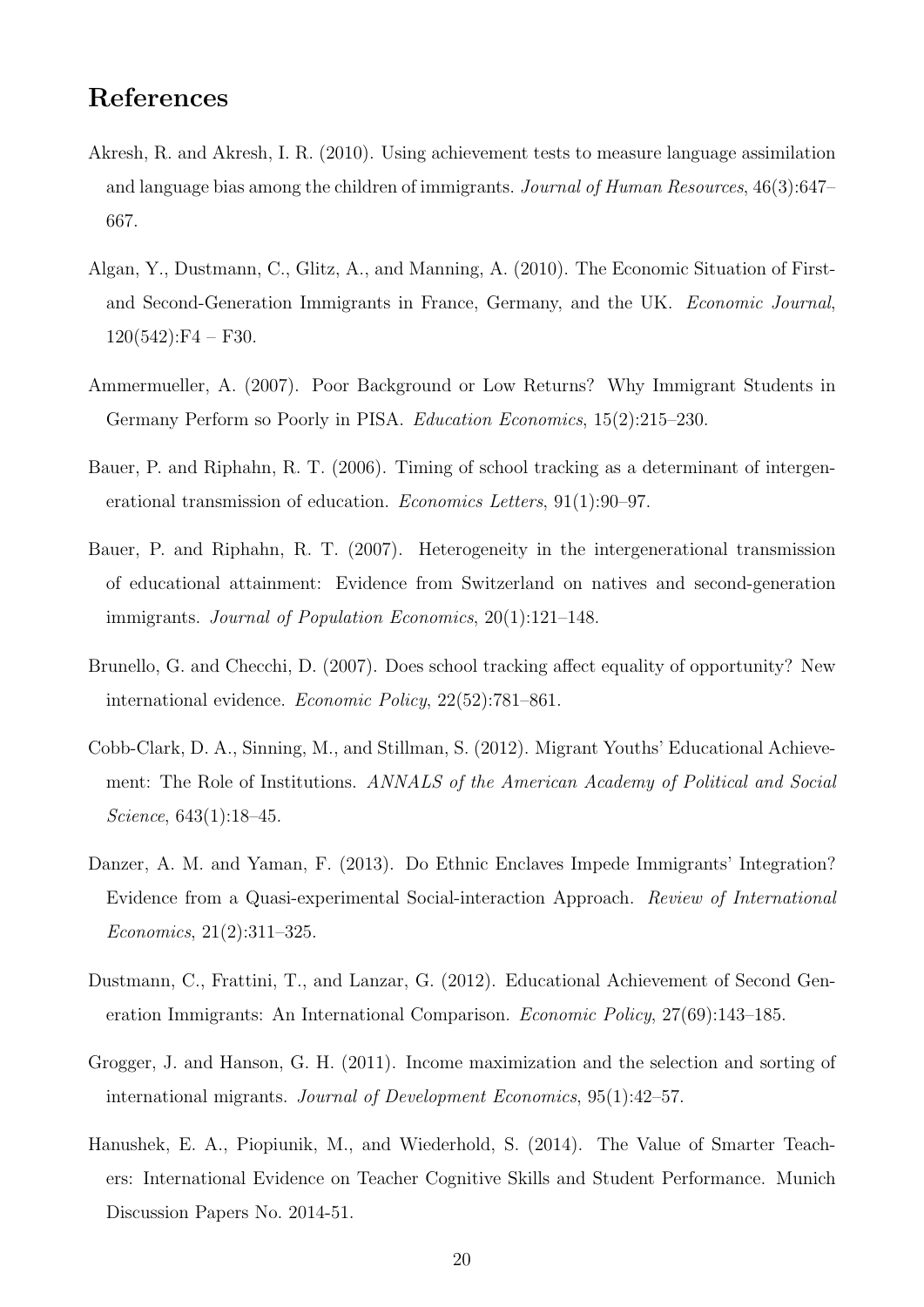## References

Akresh, R. and Akresh, I. R. (2010). Using achievement tests to measure language assimilation and language bias among the children of immigrants. *Journal of Human Resources*, 46(3):647–667.

Algan, Y., Dustmann, C., Glitz, A., and Manning, A. (2010). The Economic Situation of First- and Second-Generation Immigrants in France, Germany, and the UK. *Economic Journal*, 120(542):F4 – F30.

Ammermueller, A. (2007). Poor Background or Low Returns? Why Immigrant Students in Germany Perform so Poorly in PISA. *Education Economics*, 15(2):215–230.

Bauer, P. and Riphahn, R. T. (2006). Timing of school tracking as a determinant of intergenerational transmission of education. *Economics Letters*, 91(1):90–97.

Bauer, P. and Riphahn, R. T. (2007). Heterogeneity in the intergenerational transmission of educational attainment: Evidence from Switzerland on natives and second-generation immigrants. *Journal of Population Economics*, 20(1):121–148.

Brunello, G. and Checchi, D. (2007). Does school tracking affect equality of opportunity? New international evidence. *Economic Policy*, 22(52):781–861.

Cobb-Clark, D. A., Sinning, M., and Stillman, S. (2012). Migrant Youths' Educational Achievement: The Role of Institutions. *ANNALS of the American Academy of Political and Social Science*, 643(1):18–45.

Danzer, A. M. and Yaman, F. (2013). Do Ethnic Enclaves Impede Immigrants' Integration? Evidence from a Quasi-experimental Social-interaction Approach. *Review of International Economics*, 21(2):311–325.

Dustmann, C., Frattini, T., and Lanzar, G. (2012). Educational Achievement of Second Generation Immigrants: An International Comparison. *Economic Policy*, 27(69):143–185.

Grogger, J. and Hanson, G. H. (2011). Income maximization and the selection and sorting of international migrants. *Journal of Development Economics*, 95(1):42–57.

Hanushek, E. A., Piopiunik, M., and Wiederhold, S. (2014). The Value of Smarter Teachers: International Evidence on Teacher Cognitive Skills and Student Performance. Munich Discussion Papers No. 2014-51.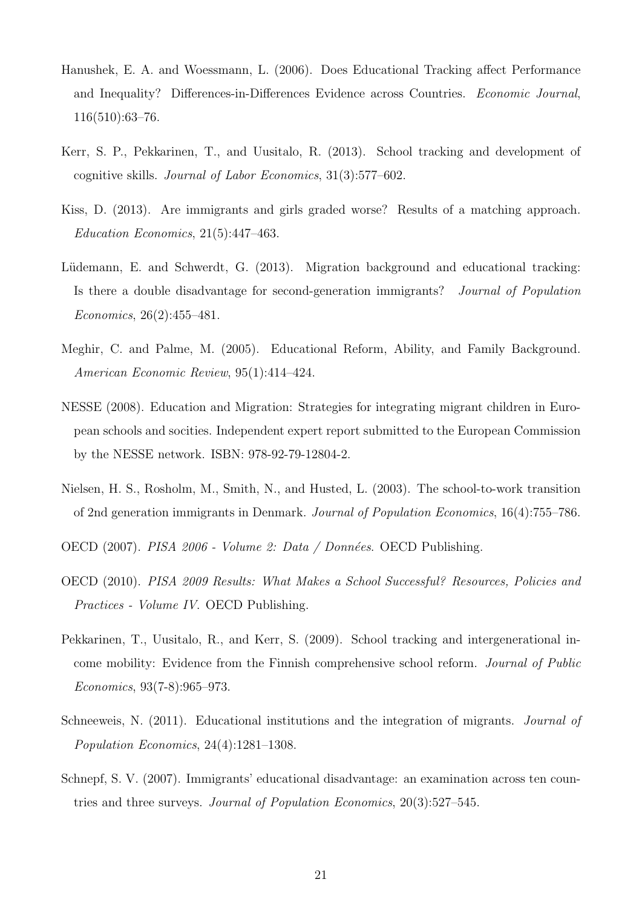Hanushek, E. A. and Woessmann, L. (2006). Does Educational Tracking affect Performance and Inequality? Differences-in-Differences Evidence across Countries. *Economic Journal*, 116(510):63–76.

Kerr, S. P., Pekkarinen, T., and Uusitalo, R. (2013). School tracking and development of cognitive skills. *Journal of Labor Economics*, 31(3):577–602.

Kiss, D. (2013). Are immigrants and girls graded worse? Results of a matching approach. *Education Economics*, 21(5):447–463.

Lüdemann, E. and Schwerdt, G. (2013). Migration background and educational tracking: Is there a double disadvantage for second-generation immigrants? *Journal of Population Economics*, 26(2):455–481.

Meghir, C. and Palme, M. (2005). Educational Reform, Ability, and Family Background. *American Economic Review*, 95(1):414–424.

NESSE (2008). Education and Migration: Strategies for integrating migrant children in European schools and socities. Independent expert report submitted to the European Commission by the NESSE network. ISBN: 978-92-79-12804-2.

Nielsen, H. S., Rosholm, M., Smith, N., and Husted, L. (2003). The school-to-work transition of 2nd generation immigrants in Denmark. *Journal of Population Economics*, 16(4):755–786.

OECD (2007). *PISA 2006 - Volume 2: Data / Données*. OECD Publishing.

OECD (2010). *PISA 2009 Results: What Makes a School Successful? Resources, Policies and Practices - Volume IV*. OECD Publishing.

Pekkarinen, T., Uusitalo, R., and Kerr, S. (2009). School tracking and intergenerational income mobility: Evidence from the Finnish comprehensive school reform. *Journal of Public Economics*, 93(7-8):965–973.

Schneeweis, N. (2011). Educational institutions and the integration of migrants. *Journal of Population Economics*, 24(4):1281–1308.

Schnepf, S. V. (2007). Immigrants' educational disadvantage: an examination across ten countries and three surveys. *Journal of Population Economics*, 20(3):527–545.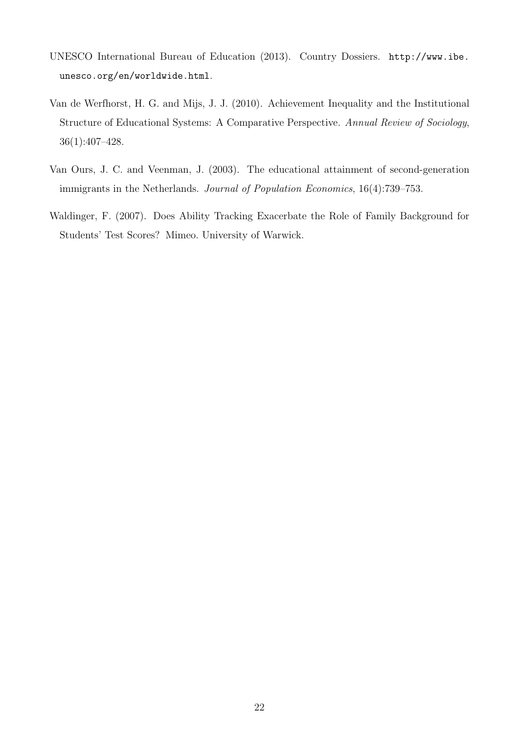UNESCO International Bureau of Education (2013). Country Dossiers. http://www.ibe.unesco.org/en/worldwide.html.

Van de Werfhorst, H. G. and Mijs, J. J. (2010). Achievement Inequality and the Institutional Structure of Educational Systems: A Comparative Perspective. *Annual Review of Sociology*, 36(1):407–428.

Van Ours, J. C. and Veenman, J. (2003). The educational attainment of second-generation immigrants in the Netherlands. *Journal of Population Economics*, 16(4):739–753.

Waldinger, F. (2007). Does Ability Tracking Exacerbate the Role of Family Background for Students' Test Scores? Mimeo. University of Warwick.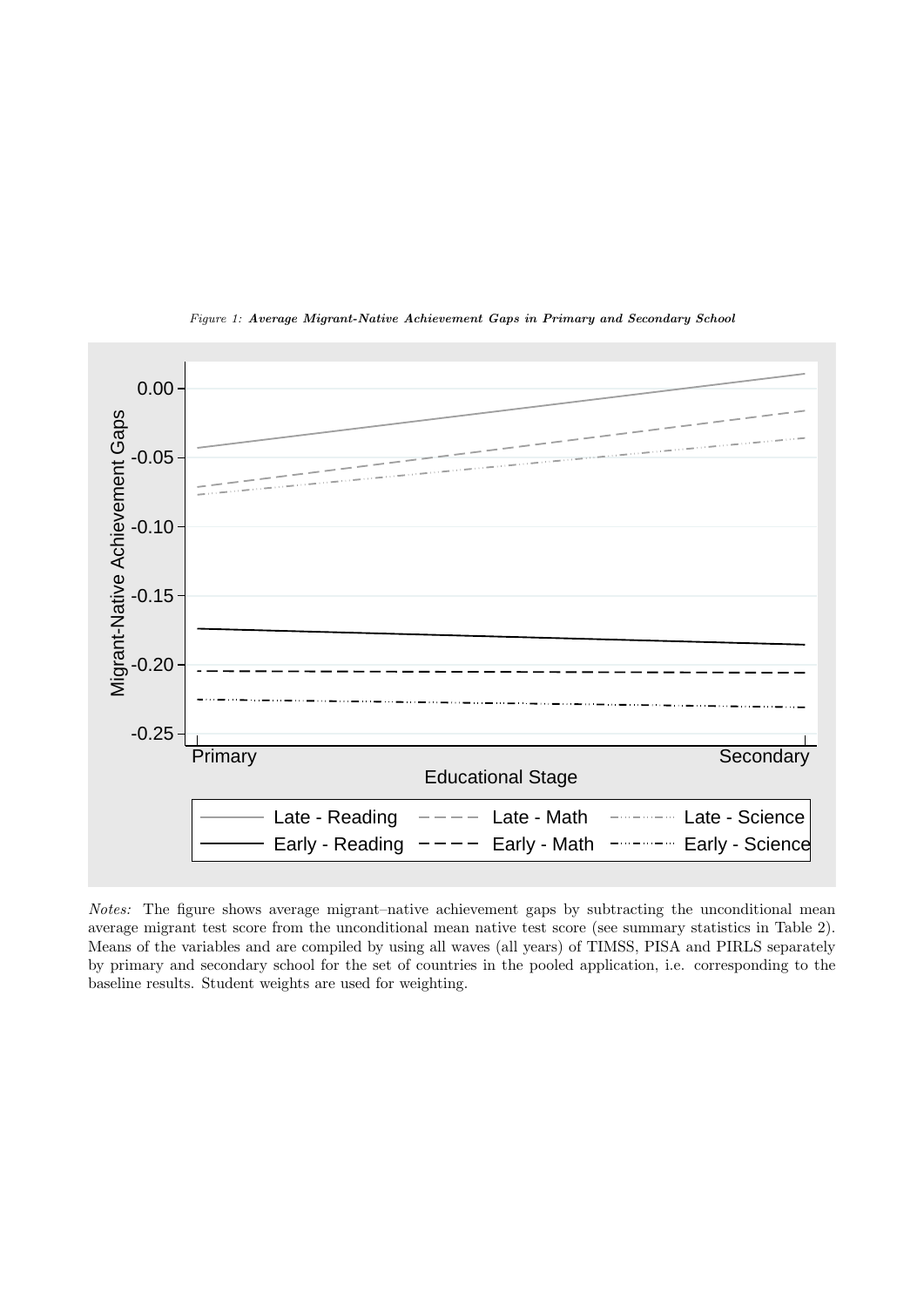*Figure 1: **Average Migrant-Native Achievement Gaps in Primary and Secondary School***

*Notes:* The figure shows average migrant–native achievement gaps by subtracting the unconditional mean average migrant test score from the unconditional mean native test score (see summary statistics in Table 2). Means of the variables and are compiled by using all waves (all years) of TIMSS, PISA and PIRLS separately by primary and secondary school for the set of countries in the pooled application, i.e. corresponding to the baseline results. Student weights are used for weighting.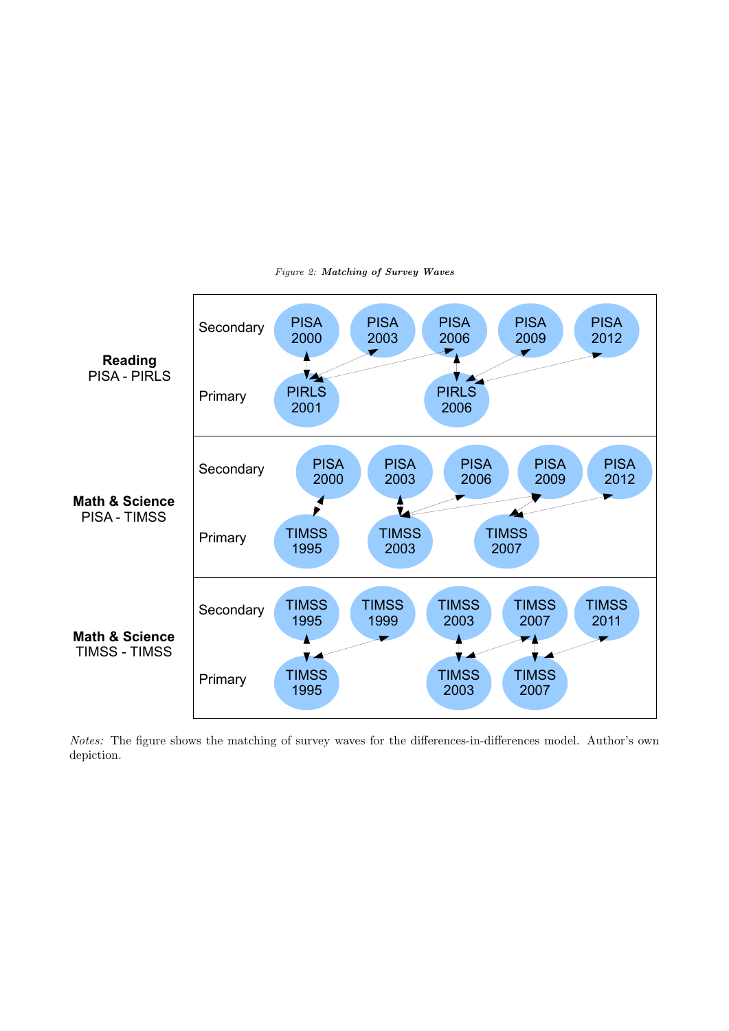*Figure 2:* ***Matching of Survey Waves***

**Reading**
PISA - PIRLS

Secondary: PISA 2000, PISA 2003, PISA 2006, PISA 2009, PISA 2012

Primary: PIRLS 2001, PIRLS 2006

**Math & Science**
PISA - TIMSS

Secondary: PISA 2000, PISA 2003, PISA 2006, PISA 2009, PISA 2012

Primary: TIMSS 1995, TIMSS 2003, TIMSS 2007

**Math & Science**
TIMSS - TIMSS

Secondary: TIMSS 1995, TIMSS 1999, TIMSS 2003, TIMSS 2007, TIMSS 2011

Primary: TIMSS 1995, TIMSS 2003, TIMSS 2007

*Notes:* The figure shows the matching of survey waves for the differences-in-differences model. Author's own depiction.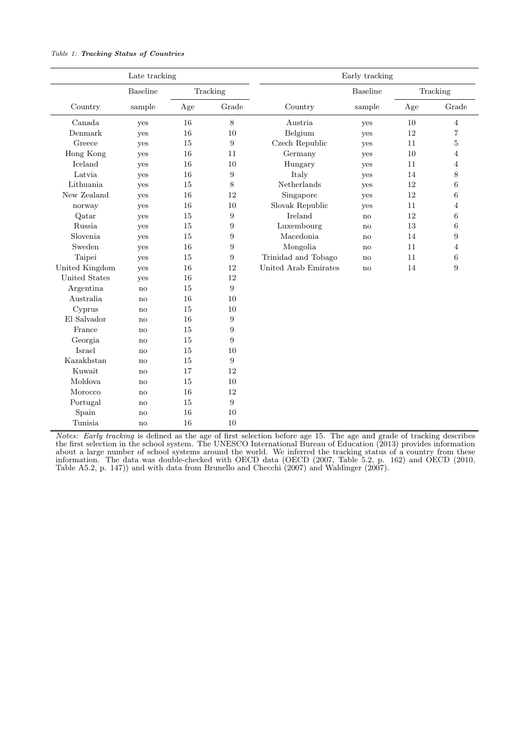*Table 1:* ***Tracking Status of Countries***

| Late tracking | | | | Early tracking | | | |
|---|---|---|---|---|---|---|---|
| | Baseline | Tracking | | | Baseline | Tracking | |
| Country | sample | Age | Grade | Country | sample | Age | Grade |
| Canada | yes | 16 | 8 | Austria | yes | 10 | 4 |
| Denmark | yes | 16 | 10 | Belgium | yes | 12 | 7 |
| Greece | yes | 15 | 9 | Czech Republic | yes | 11 | 5 |
| Hong Kong | yes | 16 | 11 | Germany | yes | 10 | 4 |
| Iceland | yes | 16 | 10 | Hungary | yes | 11 | 4 |
| Latvia | yes | 16 | 9 | Italy | yes | 14 | 8 |
| Lithuania | yes | 15 | 8 | Netherlands | yes | 12 | 6 |
| New Zealand | yes | 16 | 12 | Singapore | yes | 12 | 6 |
| norway | yes | 16 | 10 | Slovak Republic | yes | 11 | 4 |
| Qatar | yes | 15 | 9 | Ireland | no | 12 | 6 |
| Russia | yes | 15 | 9 | Luxembourg | no | 13 | 6 |
| Slovenia | yes | 15 | 9 | Macedonia | no | 14 | 9 |
| Sweden | yes | 16 | 9 | Mongolia | no | 11 | 4 |
| Taipei | yes | 15 | 9 | Trinidad and Tobago | no | 11 | 6 |
| United Kingdom | yes | 16 | 12 | United Arab Emirates | no | 14 | 9 |
| United States | yes | 16 | 12 | | | | |
| Argentina | no | 15 | 9 | | | | |
| Australia | no | 16 | 10 | | | | |
| Cyprus | no | 15 | 10 | | | | |
| El Salvador | no | 16 | 9 | | | | |
| France | no | 15 | 9 | | | | |
| Georgia | no | 15 | 9 | | | | |
| Israel | no | 15 | 10 | | | | |
| Kazakhstan | no | 15 | 9 | | | | |
| Kuwait | no | 17 | 12 | | | | |
| Moldova | no | 15 | 10 | | | | |
| Morocco | no | 16 | 12 | | | | |
| Portugal | no | 15 | 9 | | | | |
| Spain | no | 16 | 10 | | | | |
| Tunisia | no | 16 | 10 | | | | |

*Notes: Early tracking* is defined as the age of first selection before age 15. The age and grade of tracking describes the first selection in the school system. The UNESCO International Bureau of Education (2013) provides information about a large number of school systems around the world. We inferred the tracking status of a country from these information. The data was double-checked with OECD data (OECD (2007, Table 5.2, p. 162) and OECD (2010, Table A5.2, p. 147)) and with data from Brunello and Checchi (2007) and Waldinger (2007).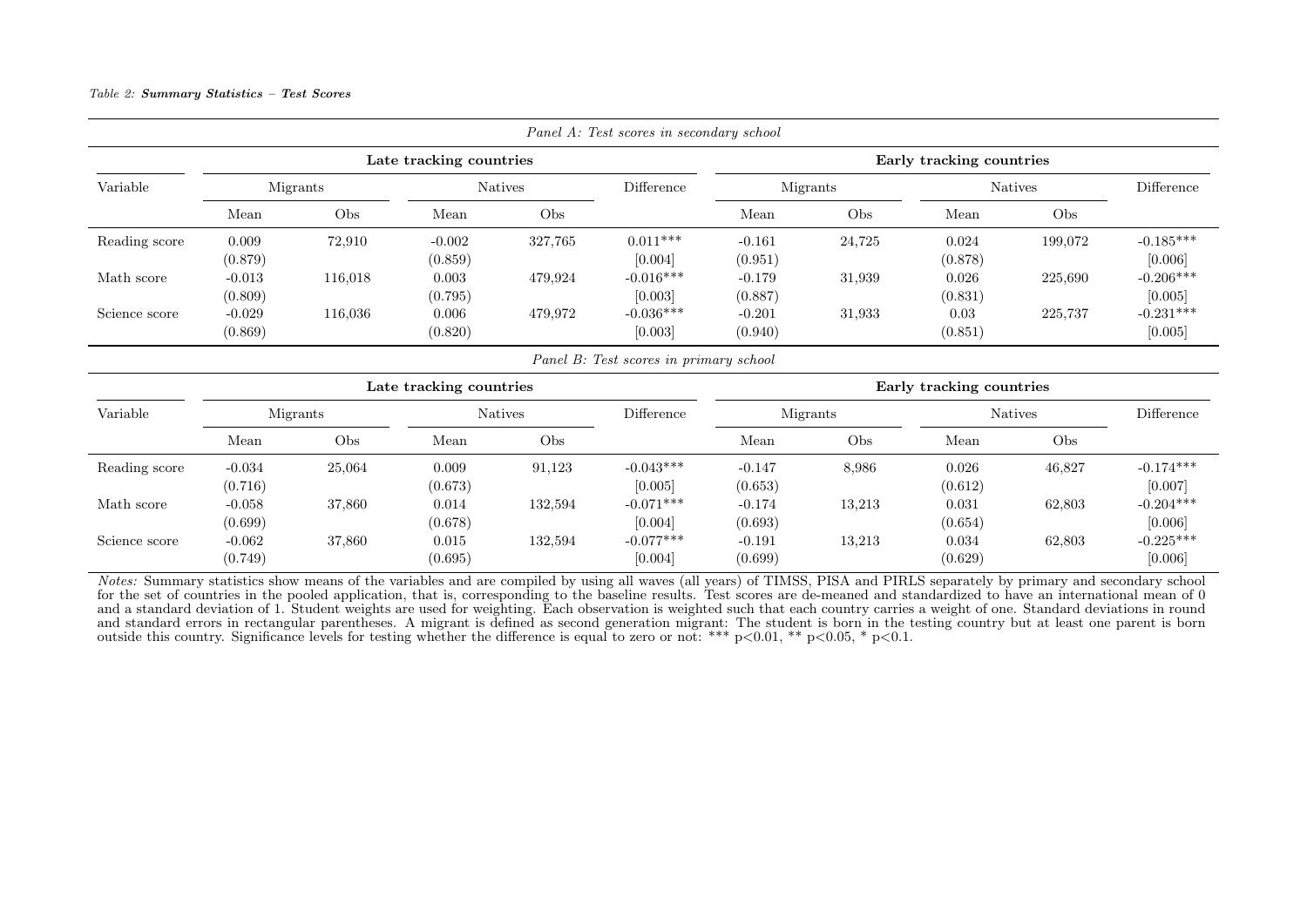*Table 2:* ***Summary Statistics – Test Scores***

*Panel A: Test scores in secondary school*

| Variable | Late tracking countries | | | | | Early tracking countries | | | | |
|---|---|---|---|---|---|---|---|---|---|---|
| | Migrants | | Natives | | Difference | Migrants | | Natives | | Difference |
| | Mean | Obs | Mean | Obs | | Mean | Obs | Mean | Obs | |
| Reading score | 0.009 | 72,910 | -0.002 | 327,765 | 0.011*** | -0.161 | 24,725 | 0.024 | 199,072 | -0.185*** |
| | (0.879) | | (0.859) | | [0.004] | (0.951) | | (0.878) | | [0.006] |
| Math score | -0.013 | 116,018 | 0.003 | 479,924 | -0.016*** | -0.179 | 31,939 | 0.026 | 225,690 | -0.206*** |
| | (0.809) | | (0.795) | | [0.003] | (0.887) | | (0.831) | | [0.005] |
| Science score | -0.029 | 116,036 | 0.006 | 479,972 | -0.036*** | -0.201 | 31,933 | 0.03 | 225,737 | -0.231*** |
| | (0.869) | | (0.820) | | [0.003] | (0.940) | | (0.851) | | [0.005] |

*Panel B: Test scores in primary school*

| Variable | Late tracking countries | | | | | Early tracking countries | | | | |
|---|---|---|---|---|---|---|---|---|---|---|
| | Migrants | | Natives | | Difference | Migrants | | Natives | | Difference |
| | Mean | Obs | Mean | Obs | | Mean | Obs | Mean | Obs | |
| Reading score | -0.034 | 25,064 | 0.009 | 91,123 | -0.043*** | -0.147 | 8,986 | 0.026 | 46,827 | -0.174*** |
| | (0.716) | | (0.673) | | [0.005] | (0.653) | | (0.612) | | [0.007] |
| Math score | -0.058 | 37,860 | 0.014 | 132,594 | -0.071*** | -0.174 | 13,213 | 0.031 | 62,803 | -0.204*** |
| | (0.699) | | (0.678) | | [0.004] | (0.693) | | (0.654) | | [0.006] |
| Science score | -0.062 | 37,860 | 0.015 | 132,594 | -0.077*** | -0.191 | 13,213 | 0.034 | 62,803 | -0.225*** |
| | (0.749) | | (0.695) | | [0.004] | (0.699) | | (0.629) | | [0.006] |

*Notes:* Summary statistics show means of the variables and are compiled by using all waves (all years) of TIMSS, PISA and PIRLS separately by primary and secondary school for the set of countries in the pooled application, that is, corresponding to the baseline results. Test scores are de-meaned and standardized to have an international mean of 0 and a standard deviation of 1. Student weights are used for weighting. Each observation is weighted such that each country carries a weight of one. Standard deviations in round and standard errors in rectangular parentheses. A migrant is defined as second generation migrant: The student is born in the testing country but at least one parent is born outside this country. Significance levels for testing whether the difference is equal to zero or not: *** p<0.01, ** p<0.05, * p<0.1.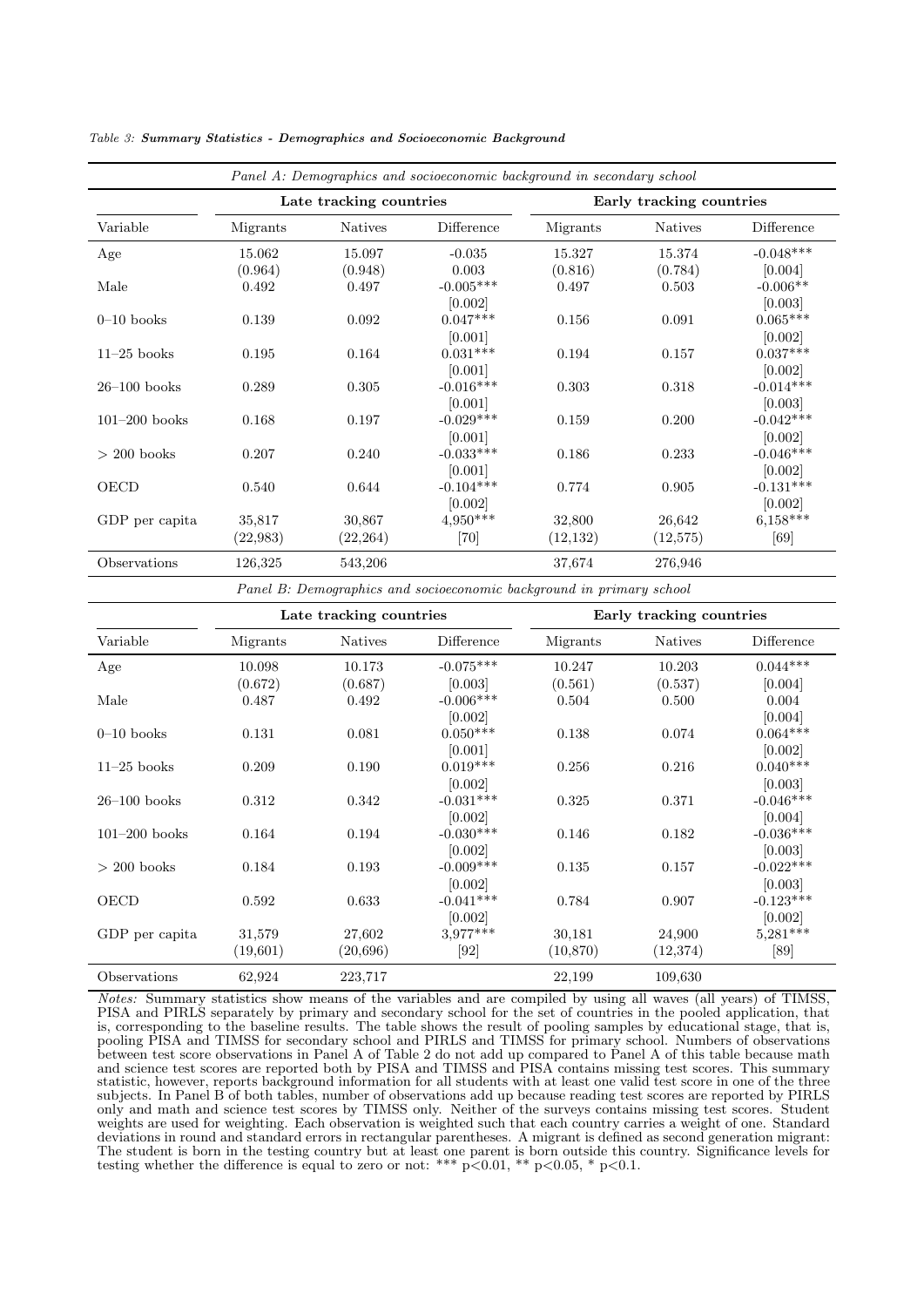*Table 3:* ***Summary Statistics - Demographics and Socioeconomic Background***

*Panel A: Demographics and socioeconomic background in secondary school*

| | Late tracking countries | | | Early tracking countries | | |
|---|---|---|---|---|---|---|
| Variable | Migrants | Natives | Difference | Migrants | Natives | Difference |
| Age | 15.062 | 15.097 | -0.035 | 15.327 | 15.374 | -0.048*** |
| | (0.964) | (0.948) | 0.003 | (0.816) | (0.784) | [0.004] |
| Male | 0.492 | 0.497 | -0.005*** | 0.497 | 0.503 | -0.006** |
| | | | [0.002] | | | [0.003] |
| 0–10 books | 0.139 | 0.092 | 0.047*** | 0.156 | 0.091 | 0.065*** |
| | | | [0.001] | | | [0.002] |
| 11–25 books | 0.195 | 0.164 | 0.031*** | 0.194 | 0.157 | 0.037*** |
| | | | [0.001] | | | [0.002] |
| 26–100 books | 0.289 | 0.305 | -0.016*** | 0.303 | 0.318 | -0.014*** |
| | | | [0.001] | | | [0.003] |
| 101–200 books | 0.168 | 0.197 | -0.029*** | 0.159 | 0.200 | -0.042*** |
| | | | [0.001] | | | [0.002] |
| > 200 books | 0.207 | 0.240 | -0.033*** | 0.186 | 0.233 | -0.046*** |
| | | | [0.001] | | | [0.002] |
| OECD | 0.540 | 0.644 | -0.104*** | 0.774 | 0.905 | -0.131*** |
| | | | [0.002] | | | [0.002] |
| GDP per capita | 35,817 | 30,867 | 4,950*** | 32,800 | 26,642 | 6,158*** |
| | (22,983) | (22,264) | [70] | (12,132) | (12,575) | [69] |
| Observations | 126,325 | 543,206 | | 37,674 | 276,946 | |

*Panel B: Demographics and socioeconomic background in primary school*

| | Late tracking countries | | | Early tracking countries | | |
|---|---|---|---|---|---|---|
| Variable | Migrants | Natives | Difference | Migrants | Natives | Difference |
| Age | 10.098 | 10.173 | -0.075*** | 10.247 | 10.203 | 0.044*** |
| | (0.672) | (0.687) | [0.003] | (0.561) | (0.537) | [0.004] |
| Male | 0.487 | 0.492 | -0.006*** | 0.504 | 0.500 | 0.004 |
| | | | [0.002] | | | [0.004] |
| 0–10 books | 0.131 | 0.081 | 0.050*** | 0.138 | 0.074 | 0.064*** |
| | | | [0.001] | | | [0.002] |
| 11–25 books | 0.209 | 0.190 | 0.019*** | 0.256 | 0.216 | 0.040*** |
| | | | [0.002] | | | [0.003] |
| 26–100 books | 0.312 | 0.342 | -0.031*** | 0.325 | 0.371 | -0.046*** |
| | | | [0.002] | | | [0.004] |
| 101–200 books | 0.164 | 0.194 | -0.030*** | 0.146 | 0.182 | -0.036*** |
| | | | [0.002] | | | [0.003] |
| > 200 books | 0.184 | 0.193 | -0.009*** | 0.135 | 0.157 | -0.022*** |
| | | | [0.002] | | | [0.003] |
| OECD | 0.592 | 0.633 | -0.041*** | 0.784 | 0.907 | -0.123*** |
| | | | [0.002] | | | [0.002] |
| GDP per capita | 31,579 | 27,602 | 3,977*** | 30,181 | 24,900 | 5,281*** |
| | (19,601) | (20,696) | [92] | (10,870) | (12,374) | [89] |
| Observations | 62,924 | 223,717 | | 22,199 | 109,630 | |

*Notes:* Summary statistics show means of the variables and are compiled by using all waves (all years) of TIMSS, PISA and PIRLS separately by primary and secondary school for the set of countries in the pooled application, that is, corresponding to the baseline results. The table shows the result of pooling samples by educational stage, that is, pooling PISA and TIMSS for secondary school and PIRLS and TIMSS for primary school. Numbers of observations between test score observations in Panel A of Table 2 do not add up compared to Panel A of this table because math and science test scores are reported both by PISA and TIMSS and PISA contains missing test scores. This summary statistic, however, reports background information for all students with at least one valid test score in one of the three subjects. In Panel B of both tables, number of observations add up because reading test scores are reported by PIRLS only and math and science test scores by TIMSS only. Neither of the surveys contains missing test scores. Student weights are used for weighting. Each observation is weighted such that each country carries a weight of one. Standard deviations in round and standard errors in rectangular parentheses. A migrant is defined as second generation migrant: The student is born in the testing country but at least one parent is born outside this country. Significance levels for testing whether the difference is equal to zero or not: *** $p<0.01$, ** $p<0.05$, * $p<0.1$.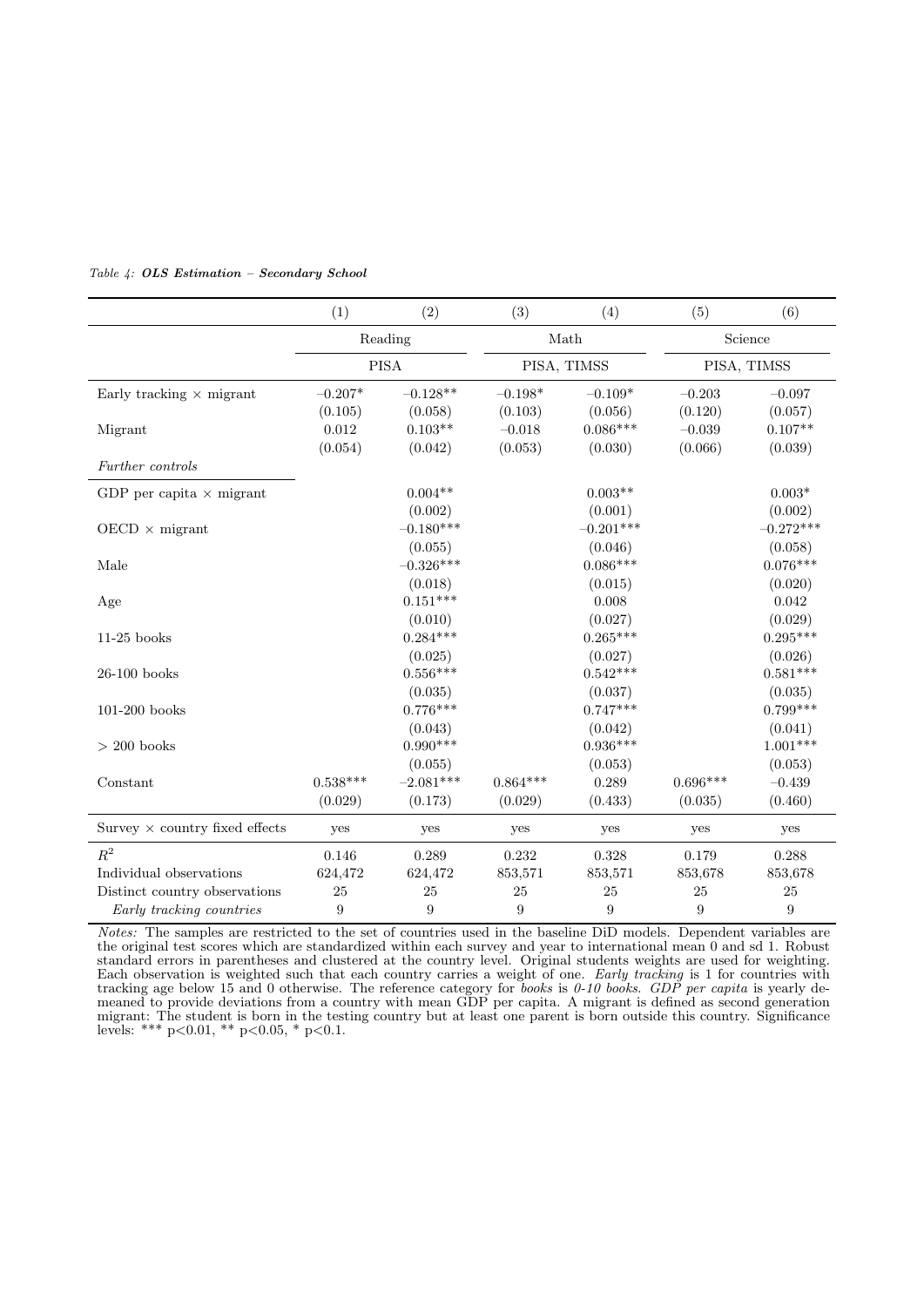*Table 4:* ***OLS Estimation – Secondary School***

| | (1) | (2) | (3) | (4) | (5) | (6) |
|---|---|---|---|---|---|---|
| | Reading | | Math | | Science | |
| | PISA | | PISA, TIMSS | | PISA, TIMSS | |
| Early tracking × migrant | −0.207* | −0.128** | −0.198* | −0.109* | −0.203 | −0.097 |
| | (0.105) | (0.058) | (0.103) | (0.056) | (0.120) | (0.057) |
| Migrant | 0.012 | 0.103** | −0.018 | 0.086*** | −0.039 | 0.107** |
| | (0.054) | (0.042) | (0.053) | (0.030) | (0.066) | (0.039) |
| *Further controls* | | | | | | |
| GDP per capita × migrant | | 0.004** | | 0.003** | | 0.003* |
| | | (0.002) | | (0.001) | | (0.002) |
| OECD × migrant | | −0.180*** | | −0.201*** | | −0.272*** |
| | | (0.055) | | (0.046) | | (0.058) |
| Male | | −0.326*** | | 0.086*** | | 0.076*** |
| | | (0.018) | | (0.015) | | (0.020) |
| Age | | 0.151*** | | 0.008 | | 0.042 |
| | | (0.010) | | (0.027) | | (0.029) |
| 11-25 books | | 0.284*** | | 0.265*** | | 0.295*** |
| | | (0.025) | | (0.027) | | (0.026) |
| 26-100 books | | 0.556*** | | 0.542*** | | 0.581*** |
| | | (0.035) | | (0.037) | | (0.035) |
| 101-200 books | | 0.776*** | | 0.747*** | | 0.799*** |
| | | (0.043) | | (0.042) | | (0.041) |
| > 200 books | | 0.990*** | | 0.936*** | | 1.001*** |
| | | (0.055) | | (0.053) | | (0.053) |
| Constant | 0.538*** | −2.081*** | 0.864*** | 0.289 | 0.696*** | −0.439 |
| | (0.029) | (0.173) | (0.029) | (0.433) | (0.035) | (0.460) |
| Survey × country fixed effects | yes | yes | yes | yes | yes | yes |
| $R^2$ | 0.146 | 0.289 | 0.232 | 0.328 | 0.179 | 0.288 |
| Individual observations | 624,472 | 624,472 | 853,571 | 853,571 | 853,678 | 853,678 |
| Distinct country observations | 25 | 25 | 25 | 25 | 25 | 25 |
| *Early tracking countries* | 9 | 9 | 9 | 9 | 9 | 9 |

*Notes:* The samples are restricted to the set of countries used in the baseline DiD models. Dependent variables are the original test scores which are standardized within each survey and year to international mean 0 and sd 1. Robust standard errors in parentheses and clustered at the country level. Original students weights are used for weighting. Each observation is weighted such that each country carries a weight of one. *Early tracking* is 1 for countries with tracking age below 15 and 0 otherwise. The reference category for *books* is *0-10 books*. *GDP per capita* is yearly demeaned to provide deviations from a country with mean GDP per capita. A migrant is defined as second generation migrant: The student is born in the testing country but at least one parent is born outside this country. Significance levels: *** p<0.01, ** p<0.05, * p<0.1.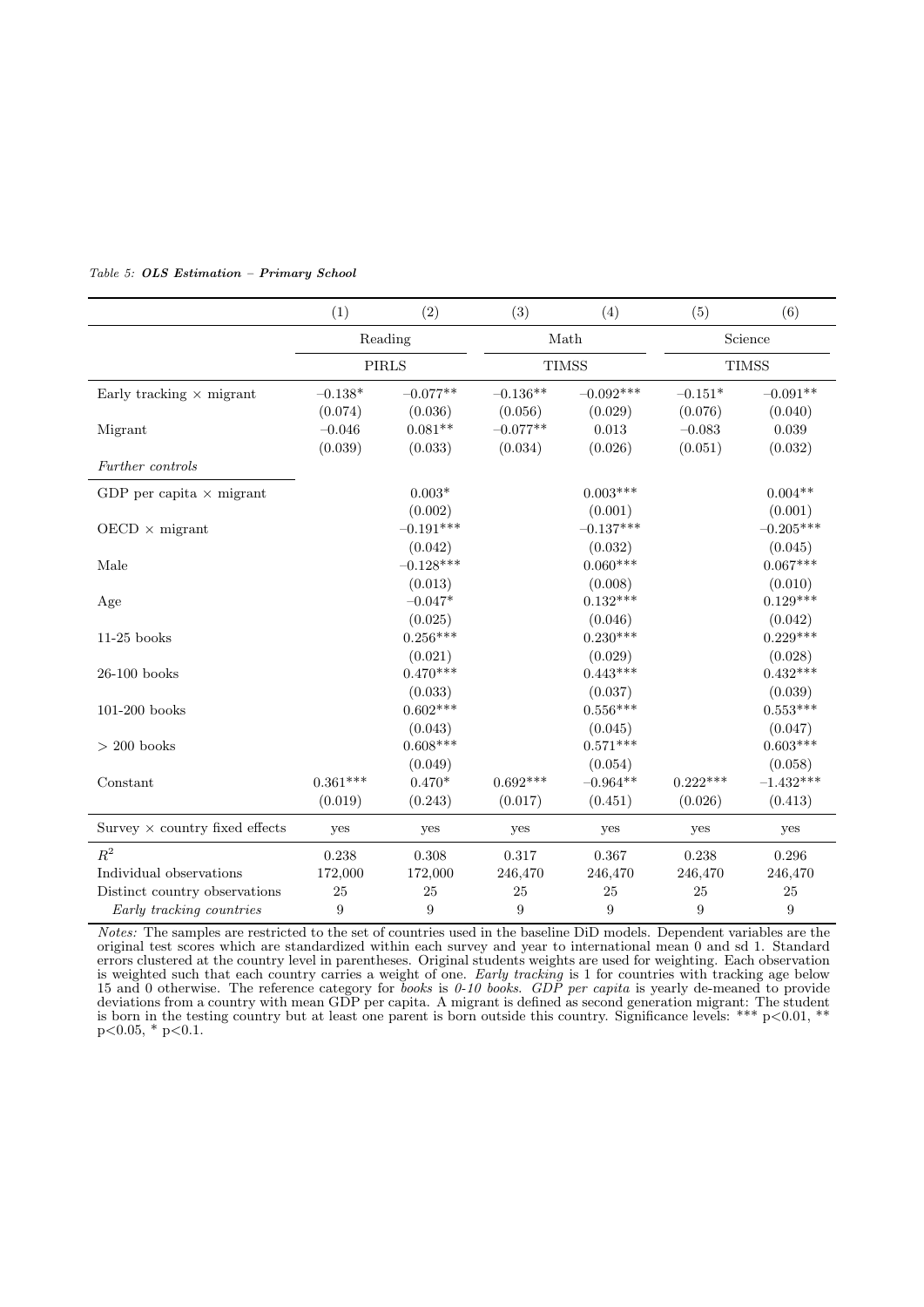*Table 5:* ***OLS Estimation – Primary School***

| | (1) | (2) | (3) | (4) | (5) | (6) |
|---|---|---|---|---|---|---|
| | Reading | | Math | | Science | |
| | PIRLS | | TIMSS | | TIMSS | |
| Early tracking × migrant | −0.138* | −0.077** | −0.136** | −0.092*** | −0.151* | −0.091** |
| | (0.074) | (0.036) | (0.056) | (0.029) | (0.076) | (0.040) |
| Migrant | −0.046 | 0.081** | −0.077** | 0.013 | −0.083 | 0.039 |
| | (0.039) | (0.033) | (0.034) | (0.026) | (0.051) | (0.032) |
| *Further controls* | | | | | | |
| GDP per capita × migrant | | 0.003* | | 0.003*** | | 0.004** |
| | | (0.002) | | (0.001) | | (0.001) |
| OECD × migrant | | −0.191*** | | −0.137*** | | −0.205*** |
| | | (0.042) | | (0.032) | | (0.045) |
| Male | | −0.128*** | | 0.060*** | | 0.067*** |
| | | (0.013) | | (0.008) | | (0.010) |
| Age | | −0.047* | | 0.132*** | | 0.129*** |
| | | (0.025) | | (0.046) | | (0.042) |
| 11-25 books | | 0.256*** | | 0.230*** | | 0.229*** |
| | | (0.021) | | (0.029) | | (0.028) |
| 26-100 books | | 0.470*** | | 0.443*** | | 0.432*** |
| | | (0.033) | | (0.037) | | (0.039) |
| 101-200 books | | 0.602*** | | 0.556*** | | 0.553*** |
| | | (0.043) | | (0.045) | | (0.047) |
| > 200 books | | 0.608*** | | 0.571*** | | 0.603*** |
| | | (0.049) | | (0.054) | | (0.058) |
| Constant | 0.361*** | 0.470* | 0.692*** | −0.964** | 0.222*** | −1.432*** |
| | (0.019) | (0.243) | (0.017) | (0.451) | (0.026) | (0.413) |
| Survey × country fixed effects | yes | yes | yes | yes | yes | yes |
| $R^2$ | 0.238 | 0.308 | 0.317 | 0.367 | 0.238 | 0.296 |
| Individual observations | 172,000 | 172,000 | 246,470 | 246,470 | 246,470 | 246,470 |
| Distinct country observations | 25 | 25 | 25 | 25 | 25 | 25 |
| *Early tracking countries* | 9 | 9 | 9 | 9 | 9 | 9 |

*Notes:* The samples are restricted to the set of countries used in the baseline DiD models. Dependent variables are the original test scores which are standardized within each survey and year to international mean 0 and sd 1. Standard errors clustered at the country level in parentheses. Original students weights are used for weighting. Each observation is weighted such that each country carries a weight of one. *Early tracking* is 1 for countries with tracking age below 15 and 0 otherwise. The reference category for *books* is *0-10 books*. *GDP per capita* is yearly de-meaned to provide deviations from a country with mean GDP per capita. A migrant is defined as second generation migrant: The student is born in the testing country but at least one parent is born outside this country. Significance levels: *** p<0.01, ** p<0.05, * p<0.1.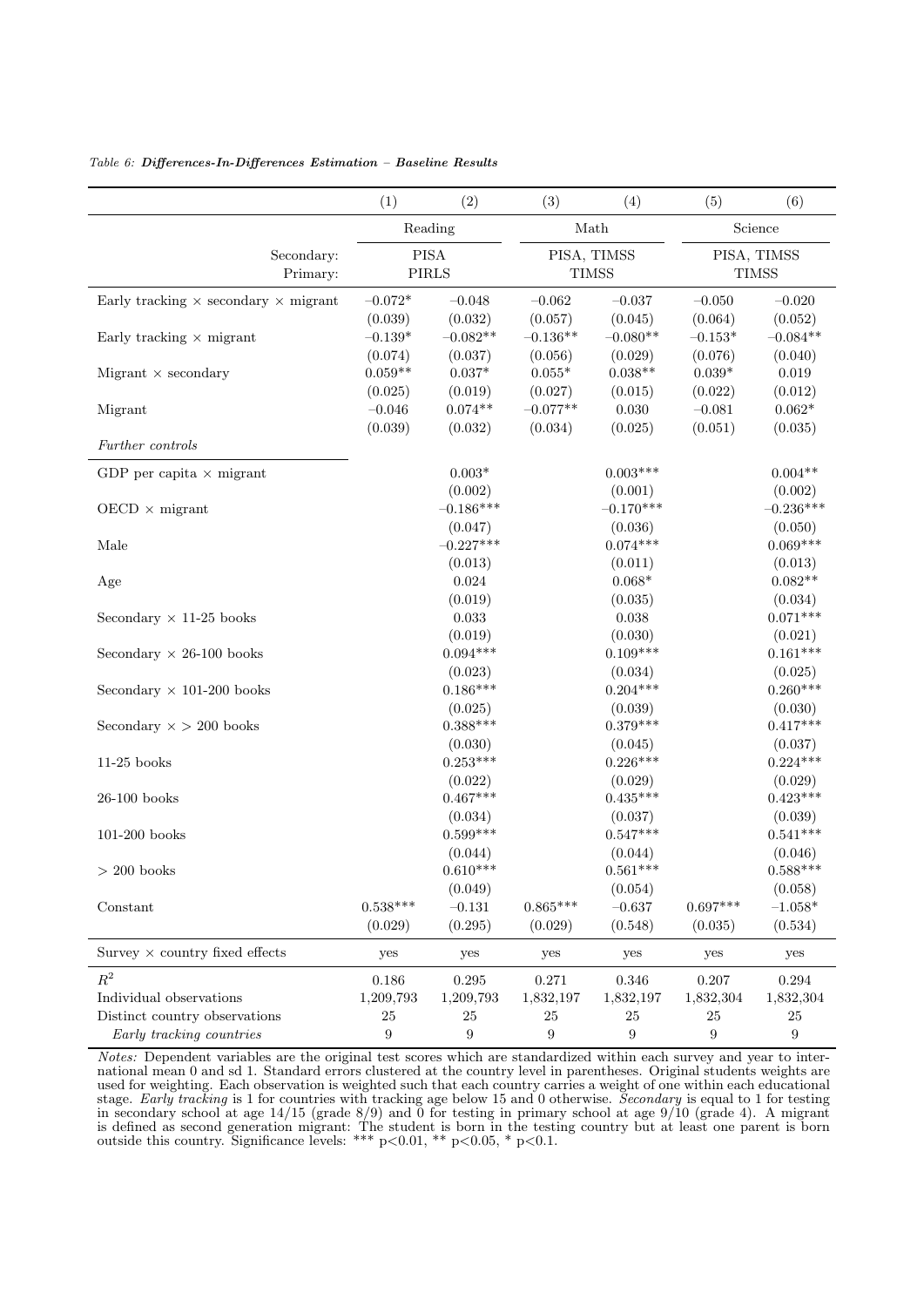*Table 6: **Differences-In-Differences Estimation – Baseline Results***

| | (1) | (2) | (3) | (4) | (5) | (6) |
|---|---|---|---|---|---|---|
| | Reading | | Math | | Science | |
| Secondary: | PISA | | PISA, TIMSS | | PISA, TIMSS | |
| Primary: | PIRLS | | TIMSS | | TIMSS | |
| Early tracking × secondary × migrant | −0.072* | −0.048 | −0.062 | −0.037 | −0.050 | −0.020 |
| | (0.039) | (0.032) | (0.057) | (0.045) | (0.064) | (0.052) |
| Early tracking × migrant | −0.139* | −0.082** | −0.136** | −0.080** | −0.153* | −0.084** |
| | (0.074) | (0.037) | (0.056) | (0.029) | (0.076) | (0.040) |
| Migrant × secondary | 0.059** | 0.037* | 0.055* | 0.038** | 0.039* | 0.019 |
| | (0.025) | (0.019) | (0.027) | (0.015) | (0.022) | (0.012) |
| Migrant | −0.046 | 0.074** | −0.077** | 0.030 | −0.081 | 0.062* |
| | (0.039) | (0.032) | (0.034) | (0.025) | (0.051) | (0.035) |
| *Further controls* | | | | | | |
| GDP per capita × migrant | | 0.003* | | 0.003*** | | 0.004** |
| | | (0.002) | | (0.001) | | (0.002) |
| OECD × migrant | | −0.186*** | | −0.170*** | | −0.236*** |
| | | (0.047) | | (0.036) | | (0.050) |
| Male | | −0.227*** | | 0.074*** | | 0.069*** |
| | | (0.013) | | (0.011) | | (0.013) |
| Age | | 0.024 | | 0.068* | | 0.082** |
| | | (0.019) | | (0.035) | | (0.034) |
| Secondary × 11-25 books | | 0.033 | | 0.038 | | 0.071*** |
| | | (0.019) | | (0.030) | | (0.021) |
| Secondary × 26-100 books | | 0.094*** | | 0.109*** | | 0.161*** |
| | | (0.023) | | (0.034) | | (0.025) |
| Secondary × 101-200 books | | 0.186*** | | 0.204*** | | 0.260*** |
| | | (0.025) | | (0.039) | | (0.030) |
| Secondary × > 200 books | | 0.388*** | | 0.379*** | | 0.417*** |
| | | (0.030) | | (0.045) | | (0.037) |
| 11-25 books | | 0.253*** | | 0.226*** | | 0.224*** |
| | | (0.022) | | (0.029) | | (0.029) |
| 26-100 books | | 0.467*** | | 0.435*** | | 0.423*** |
| | | (0.034) | | (0.037) | | (0.039) |
| 101-200 books | | 0.599*** | | 0.547*** | | 0.541*** |
| | | (0.044) | | (0.044) | | (0.046) |
| > 200 books | | 0.610*** | | 0.561*** | | 0.588*** |
| | | (0.049) | | (0.054) | | (0.058) |
| Constant | 0.538*** | −0.131 | 0.865*** | −0.637 | 0.697*** | −1.058* |
| | (0.029) | (0.295) | (0.029) | (0.548) | (0.035) | (0.534) |
| Survey × country fixed effects | yes | yes | yes | yes | yes | yes |
| $R^2$ | 0.186 | 0.295 | 0.271 | 0.346 | 0.207 | 0.294 |
| Individual observations | 1,209,793 | 1,209,793 | 1,832,197 | 1,832,197 | 1,832,304 | 1,832,304 |
| Distinct country observations | 25 | 25 | 25 | 25 | 25 | 25 |
| *Early tracking countries* | 9 | 9 | 9 | 9 | 9 | 9 |

*Notes:* Dependent variables are the original test scores which are standardized within each survey and year to international mean 0 and sd 1. Standard errors clustered at the country level in parentheses. Original students weights are used for weighting. Each observation is weighted such that each country carries a weight of one within each educational stage. *Early tracking* is 1 for countries with tracking age below 15 and 0 otherwise. *Secondary* is equal to 1 for testing in secondary school at age 14/15 (grade 8/9) and 0 for testing in primary school at age 9/10 (grade 4). A migrant is defined as second generation migrant: The student is born in the testing country but at least one parent is born outside this country. Significance levels: *** p<0.01, ** p<0.05, * p<0.1.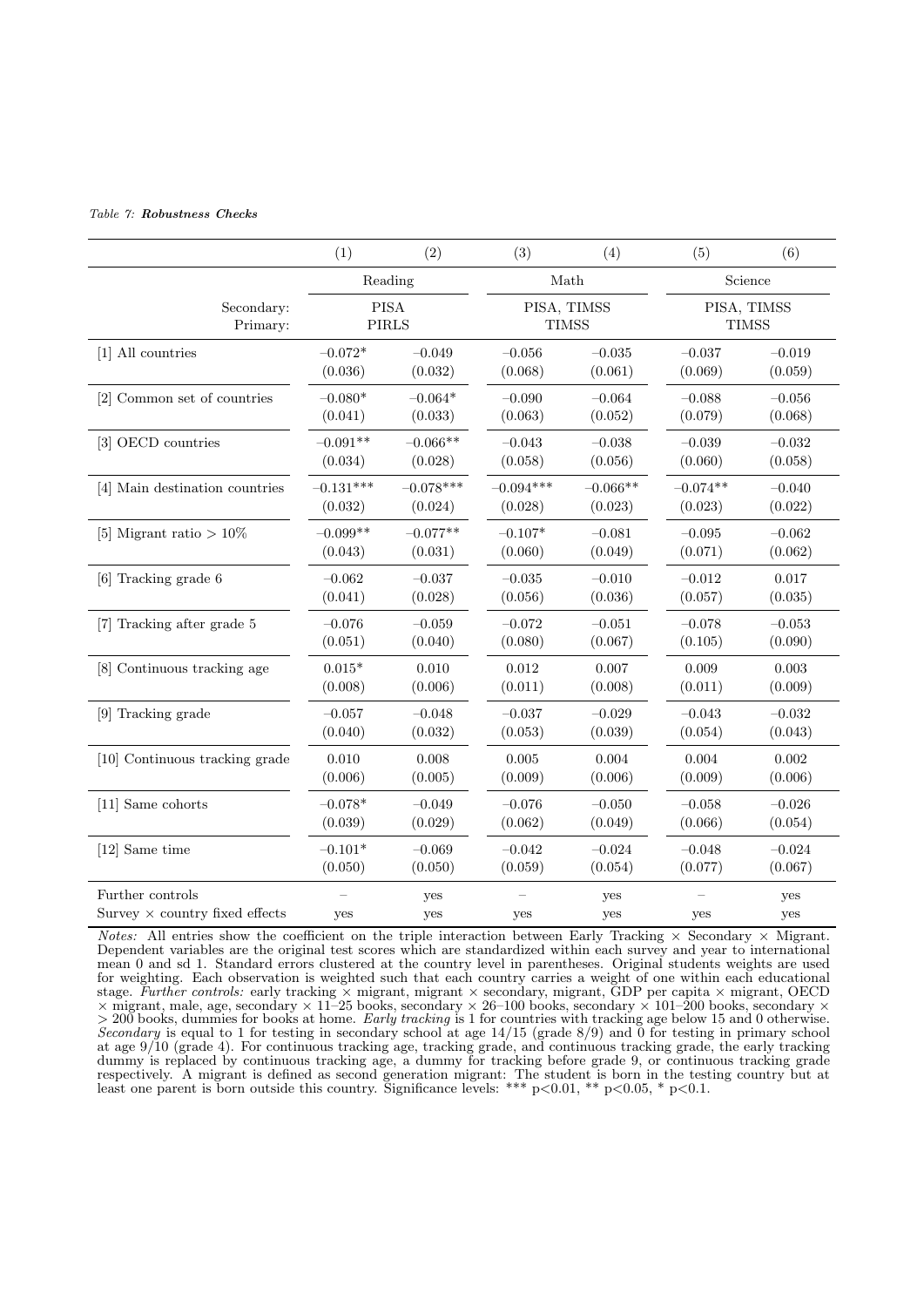*Table 7: **Robustness Checks***

| | (1) | (2) | (3) | (4) | (5) | (6) |
|---|---|---|---|---|---|---|
| | Reading | | Math | | Science | |
| Secondary: | PISA | | PISA, TIMSS | | PISA, TIMSS | |
| Primary: | PIRLS | | TIMSS | | TIMSS | |
| [1] All countries | −0.072* | −0.049 | −0.056 | −0.035 | −0.037 | −0.019 |
| | (0.036) | (0.032) | (0.068) | (0.061) | (0.069) | (0.059) |
| [2] Common set of countries | −0.080* | −0.064* | −0.090 | −0.064 | −0.088 | −0.056 |
| | (0.041) | (0.033) | (0.063) | (0.052) | (0.079) | (0.068) |
| [3] OECD countries | −0.091** | −0.066** | −0.043 | −0.038 | −0.039 | −0.032 |
| | (0.034) | (0.028) | (0.058) | (0.056) | (0.060) | (0.058) |
| [4] Main destination countries | −0.131*** | −0.078*** | −0.094*** | −0.066** | −0.074** | −0.040 |
| | (0.032) | (0.024) | (0.028) | (0.023) | (0.023) | (0.022) |
| [5] Migrant ratio > 10% | −0.099** | −0.077** | −0.107* | −0.081 | −0.095 | −0.062 |
| | (0.043) | (0.031) | (0.060) | (0.049) | (0.071) | (0.062) |
| [6] Tracking grade 6 | −0.062 | −0.037 | −0.035 | −0.010 | −0.012 | 0.017 |
| | (0.041) | (0.028) | (0.056) | (0.036) | (0.057) | (0.035) |
| [7] Tracking after grade 5 | −0.076 | −0.059 | −0.072 | −0.051 | −0.078 | −0.053 |
| | (0.051) | (0.040) | (0.080) | (0.067) | (0.105) | (0.090) |
| [8] Continuous tracking age | 0.015* | 0.010 | 0.012 | 0.007 | 0.009 | 0.003 |
| | (0.008) | (0.006) | (0.011) | (0.008) | (0.011) | (0.009) |
| [9] Tracking grade | −0.057 | −0.048 | −0.037 | −0.029 | −0.043 | −0.032 |
| | (0.040) | (0.032) | (0.053) | (0.039) | (0.054) | (0.043) |
| [10] Continuous tracking grade | 0.010 | 0.008 | 0.005 | 0.004 | 0.004 | 0.002 |
| | (0.006) | (0.005) | (0.009) | (0.006) | (0.009) | (0.006) |
| [11] Same cohorts | −0.078* | −0.049 | −0.076 | −0.050 | −0.058 | −0.026 |
| | (0.039) | (0.029) | (0.062) | (0.049) | (0.066) | (0.054) |
| [12] Same time | −0.101* | −0.069 | −0.042 | −0.024 | −0.048 | −0.024 |
| | (0.050) | (0.050) | (0.059) | (0.054) | (0.077) | (0.067) |
| Further controls | – | yes | – | yes | – | yes |
| Survey × country fixed effects | yes | yes | yes | yes | yes | yes |

*Notes:* All entries show the coefficient on the triple interaction between Early Tracking × Secondary × Migrant. Dependent variables are the original test scores which are standardized within each survey and year to international mean 0 and sd 1. Standard errors clustered at the country level in parentheses. Original students weights are used for weighting. Each observation is weighted such that each country carries a weight of one within each educational stage. *Further controls:* early tracking × migrant, migrant × secondary, migrant, GDP per capita × migrant, OECD × migrant, male, age, secondary × 11–25 books, secondary × 26–100 books, secondary × 101–200 books, secondary × > 200 books, dummies for books at home. *Early tracking* is 1 for countries with tracking age below 15 and 0 otherwise. *Secondary* is equal to 1 for testing in secondary school at age 14/15 (grade 8/9) and 0 for testing in primary school at age 9/10 (grade 4). For continuous tracking age, tracking grade, and continuous tracking grade, the early tracking dummy is replaced by continuous tracking age, a dummy for tracking before grade 9, or continuous tracking grade respectively. A migrant is defined as second generation migrant: The student is born in the testing country but at least one parent is born outside this country. Significance levels: *** p<0.01, ** p<0.05, * p<0.1.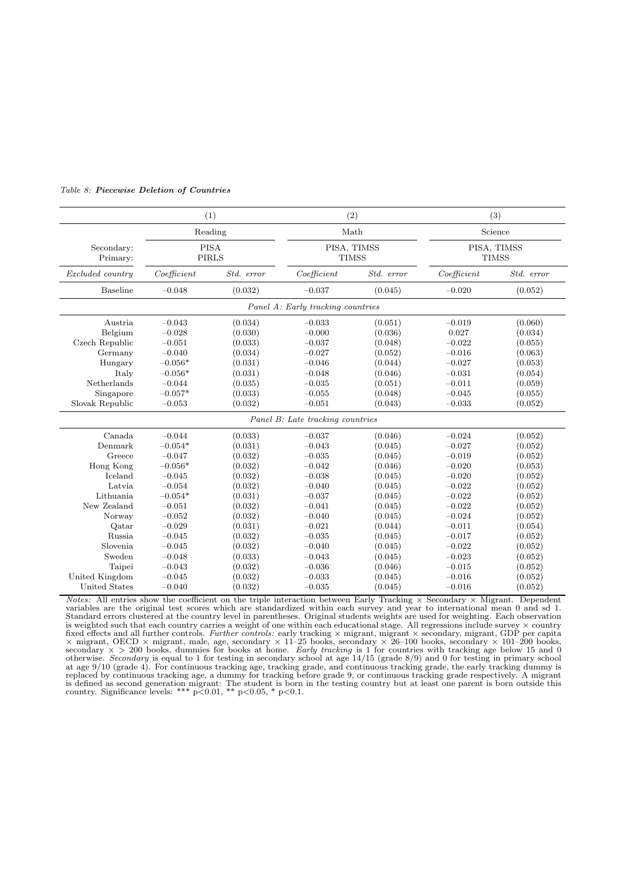*Table 8:* ***Piecewise Deletion of Countries***

| | (1) | | (2) | | (3) | |
|---|---|---|---|---|---|---|
| | Reading | | Math | | Science | |
| Secondary: | PISA | | PISA, TIMSS | | PISA, TIMSS | |
| Primary: | PIRLS | | TIMSS | | TIMSS | |
| *Excluded country* | *Coefficient* | *Std. error* | *Coefficient* | *Std. error* | *Coefficient* | *Std. error* |
| Baseline | −0.048 | (0.032) | −0.037 | (0.045) | −0.020 | (0.052) |
| | | | *Panel A: Early tracking countries* | | | |
| Austria | −0.043 | (0.034) | −0.033 | (0.051) | −0.019 | (0.060) |
| Belgium | −0.028 | (0.030) | −0.000 | (0.036) | 0.027 | (0.034) |
| Czech Republic | −0.051 | (0.033) | −0.037 | (0.048) | −0.022 | (0.055) |
| Germany | −0.040 | (0.034) | −0.027 | (0.052) | −0.016 | (0.063) |
| Hungary | −0.056* | (0.031) | −0.046 | (0.044) | −0.027 | (0.053) |
| Italy | −0.056* | (0.031) | −0.048 | (0.046) | −0.031 | (0.054) |
| Netherlands | −0.044 | (0.035) | −0.035 | (0.051) | −0.011 | (0.059) |
| Singapore | −0.057* | (0.033) | −0.055 | (0.048) | −0.045 | (0.055) |
| Slovak Republic | −0.053 | (0.032) | −0.051 | (0.043) | −0.033 | (0.052) |
| | | | *Panel B: Late tracking countries* | | | |
| Canada | −0.044 | (0.033) | −0.037 | (0.046) | −0.024 | (0.052) |
| Denmark | −0.054* | (0.031) | −0.043 | (0.045) | −0.027 | (0.052) |
| Greece | −0.047 | (0.032) | −0.035 | (0.045) | −0.019 | (0.052) |
| Hong Kong | −0.056* | (0.032) | −0.042 | (0.046) | −0.020 | (0.053) |
| Iceland | −0.045 | (0.032) | −0.038 | (0.045) | −0.020 | (0.052) |
| Latvia | −0.054 | (0.032) | −0.040 | (0.045) | −0.022 | (0.052) |
| Lithuania | −0.054* | (0.031) | −0.037 | (0.045) | −0.022 | (0.052) |
| New Zealand | −0.051 | (0.032) | −0.041 | (0.045) | −0.022 | (0.052) |
| Norway | −0.052 | (0.032) | −0.040 | (0.045) | −0.024 | (0.052) |
| Qatar | −0.029 | (0.031) | −0.021 | (0.044) | −0.011 | (0.054) |
| Russia | −0.045 | (0.032) | −0.035 | (0.045) | −0.017 | (0.052) |
| Slovenia | −0.045 | (0.032) | −0.040 | (0.045) | −0.022 | (0.052) |
| Sweden | −0.048 | (0.033) | −0.043 | (0.045) | −0.023 | (0.052) |
| Taipei | −0.043 | (0.032) | −0.036 | (0.046) | −0.015 | (0.052) |
| United Kingdom | −0.045 | (0.032) | −0.033 | (0.045) | −0.016 | (0.052) |
| United States | −0.040 | (0.032) | −0.035 | (0.045) | −0.016 | (0.052) |

*Notes:* All entries show the coefficient on the triple interaction between Early Tracking × Secondary × Migrant. Dependent variables are the original test scores which are standardized within each survey and year to international mean 0 and sd 1. Standard errors clustered at the country level in parentheses. Original students weights are used for weighting. Each observation is weighted such that each country carries a weight of one within each educational stage. All regressions include survey × country fixed effects and all further controls. *Further controls:* early tracking × migrant, migrant × secondary, migrant, GDP per capita × migrant, OECD × migrant, male, age, secondary × 11–25 books, secondary × 26–100 books, secondary × 101–200 books, secondary × > 200 books, dummies for books at home. *Early tracking* is 1 for countries with tracking age below 15 and 0 otherwise. *Secondary* is equal to 1 for testing in secondary school at age 14/15 (grade 8/9) and 0 for testing in primary school at age 9/10 (grade 4). For continuous tracking age, tracking grade, and continuous tracking grade, the early tracking dummy is replaced by continuous tracking age, a dummy for tracking before grade 9, or continuous tracking grade respectively. A migrant is defined as second generation migrant: The student is born in the testing country but at least one parent is born outside this country. Significance levels: *** $p<0.01$, ** $p<0.05$, * $p<0.1$.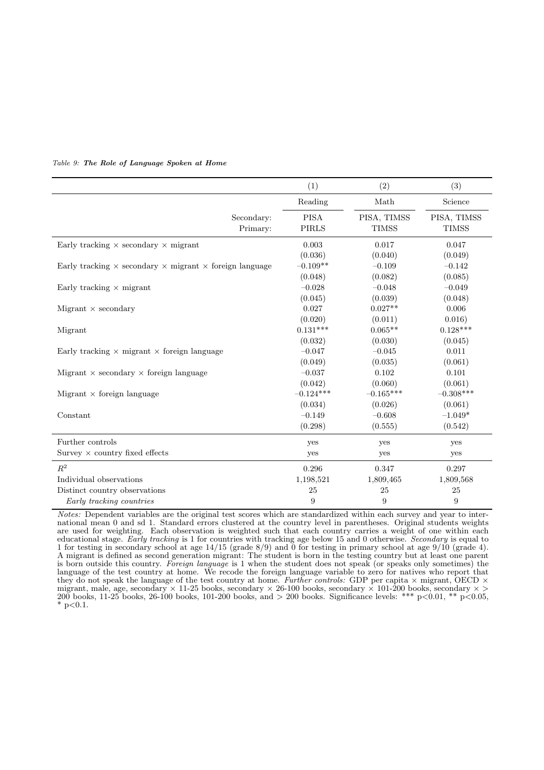*Table 9:* ***The Role of Language Spoken at Home***

| | (1) | (2) | (3) |
|---|---|---|---|
| | Reading | Math | Science |
| Secondary: | PISA | PISA, TIMSS | PISA, TIMSS |
| Primary: | PIRLS | TIMSS | TIMSS |
| Early tracking × secondary × migrant | 0.003 | 0.017 | 0.047 |
| | (0.036) | (0.040) | (0.049) |
| Early tracking × secondary × migrant × foreign language | −0.109** | −0.109 | −0.142 |
| | (0.048) | (0.082) | (0.085) |
| Early tracking × migrant | −0.028 | −0.048 | −0.049 |
| | (0.045) | (0.039) | (0.048) |
| Migrant × secondary | 0.027 | 0.027** | 0.006 |
| | (0.020) | (0.011) | 0.016) |
| Migrant | 0.131*** | 0.065** | 0.128*** |
| | (0.032) | (0.030) | (0.045) |
| Early tracking × migrant × foreign language | −0.047 | −0.045 | 0.011 |
| | (0.049) | (0.035) | (0.061) |
| Migrant × secondary × foreign language | −0.037 | 0.102 | 0.101 |
| | (0.042) | (0.060) | (0.061) |
| Migrant × foreign language | −0.124*** | −0.165*** | −0.308*** |
| | (0.034) | (0.026) | (0.061) |
| Constant | −0.149 | −0.608 | −1.049* |
| | (0.298) | (0.555) | (0.542) |
| Further controls | yes | yes | yes |
| Survey × country fixed effects | yes | yes | yes |
| $R^2$ | 0.296 | 0.347 | 0.297 |
| Individual observations | 1,198,521 | 1,809,465 | 1,809,568 |
| Distinct country observations | 25 | 25 | 25 |
| *Early tracking countries* | 9 | 9 | 9 |

*Notes:* Dependent variables are the original test scores which are standardized within each survey and year to international mean 0 and sd 1. Standard errors clustered at the country level in parentheses. Original students weights are used for weighting. Each observation is weighted such that each country carries a weight of one within each educational stage. *Early tracking* is 1 for countries with tracking age below 15 and 0 otherwise. *Secondary* is equal to 1 for testing in secondary school at age 14/15 (grade 8/9) and 0 for testing in primary school at age 9/10 (grade 4). A migrant is defined as second generation migrant: The student is born in the testing country but at least one parent is born outside this country. *Foreign language* is 1 when the student does not speak (or speaks only sometimes) the language of the test country at home. We recode the foreign language variable to zero for natives who report that they do not speak the language of the test country at home. *Further controls:* GDP per capita × migrant, OECD × migrant, male, age, secondary × 11-25 books, secondary × 26-100 books, secondary × 101-200 books, secondary × > 200 books, 11-25 books, 26-100 books, 101-200 books, and > 200 books. Significance levels: *** p<0.01, ** p<0.05, * p<0.1.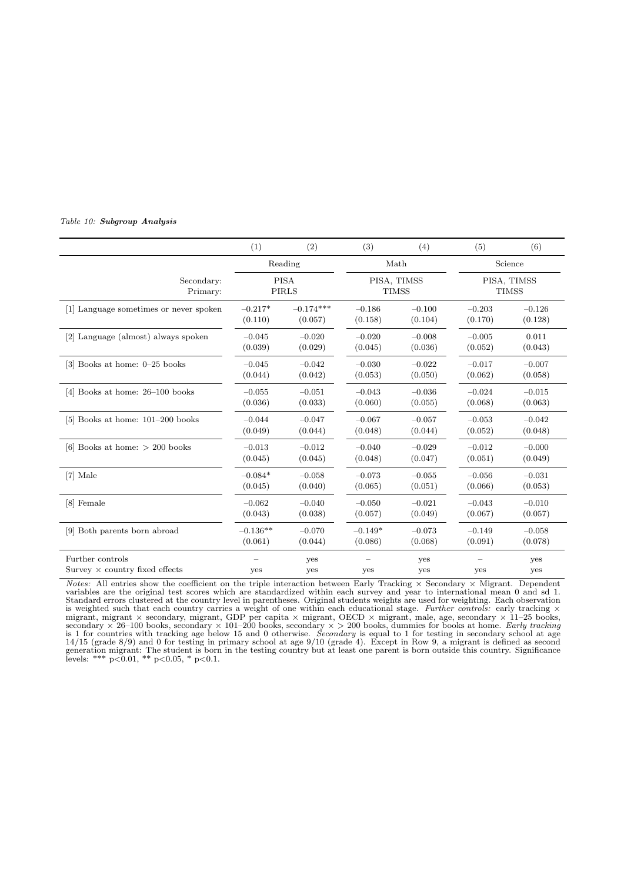*Table 10:* ***Subgroup Analysis***

| | (1) | (2) | (3) | (4) | (5) | (6) |
|---|---|---|---|---|---|---|
| | Reading | | Math | | Science | |
| Secondary: | PISA | | PISA, TIMSS | | PISA, TIMSS | |
| Primary: | PIRLS | | TIMSS | | TIMSS | |
| [1] Language sometimes or never spoken | –0.217* | –0.174*** | –0.186 | –0.100 | –0.203 | –0.126 |
| | (0.110) | (0.057) | (0.158) | (0.104) | (0.170) | (0.128) |
| [2] Language (almost) always spoken | –0.045 | –0.020 | –0.020 | –0.008 | –0.005 | 0.011 |
| | (0.039) | (0.029) | (0.045) | (0.036) | (0.052) | (0.043) |
| [3] Books at home: 0–25 books | –0.045 | –0.042 | –0.030 | –0.022 | –0.017 | –0.007 |
| | (0.044) | (0.042) | (0.053) | (0.050) | (0.062) | (0.058) |
| [4] Books at home: 26–100 books | –0.055 | –0.051 | –0.043 | –0.036 | –0.024 | –0.015 |
| | (0.036) | (0.033) | (0.060) | (0.055) | (0.068) | (0.063) |
| [5] Books at home: 101–200 books | –0.044 | –0.047 | –0.067 | –0.057 | –0.053 | –0.042 |
| | (0.049) | (0.044) | (0.048) | (0.044) | (0.052) | (0.048) |
| [6] Books at home: > 200 books | –0.013 | –0.012 | –0.040 | –0.029 | –0.012 | –0.000 |
| | (0.045) | (0.045) | (0.048) | (0.047) | (0.051) | (0.049) |
| [7] Male | –0.084* | –0.058 | –0.073 | –0.055 | –0.056 | –0.031 |
| | (0.045) | (0.040) | (0.065) | (0.051) | (0.066) | (0.053) |
| [8] Female | –0.062 | –0.040 | –0.050 | –0.021 | –0.043 | –0.010 |
| | (0.043) | (0.038) | (0.057) | (0.049) | (0.067) | (0.057) |
| [9] Both parents born abroad | –0.136** | –0.070 | –0.149* | –0.073 | –0.149 | –0.058 |
| | (0.061) | (0.044) | (0.086) | (0.068) | (0.091) | (0.078) |
| Further controls | – | yes | – | yes | – | yes |
| Survey × country fixed effects | yes | yes | yes | yes | yes | yes |

*Notes:* All entries show the coefficient on the triple interaction between Early Tracking × Secondary × Migrant. Dependent variables are the original test scores which are standardized within each survey and year to international mean 0 and sd 1. Standard errors clustered at the country level in parentheses. Original students weights are used for weighting. Each observation is weighted such that each country carries a weight of one within each educational stage. *Further controls:* early tracking × migrant, migrant × secondary, migrant, GDP per capita × migrant, OECD × migrant, male, age, secondary × 11–25 books, secondary × 26–100 books, secondary × 101–200 books, secondary × > 200 books, dummies for books at home. *Early tracking* is 1 for countries with tracking age below 15 and 0 otherwise. *Secondary* is equal to 1 for testing in secondary school at age 14/15 (grade 8/9) and 0 for testing in primary school at age 9/10 (grade 4). Except in Row 9, a migrant is defined as second generation migrant: The student is born in the testing country but at least one parent is born outside this country. Significance levels: *** p<0.01, ** p<0.05, * p<0.1.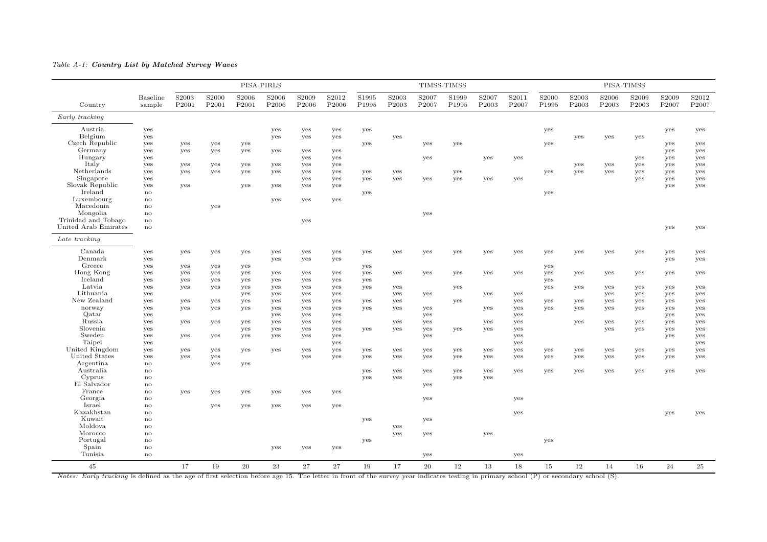*Table A-1:* ***Country List by Matched Survey Waves***

| Country | Baseline sample | PISA-PIRLS S2003 P2001 | S2000 P2001 | S2006 P2001 | S2006 P2006 | S2009 P2006 | S2012 P2006 | TIMSS-TIMSS S1995 P1995 | S2003 P2003 | S2007 P2007 | S1999 P1995 | S2007 P2003 | S2011 P2007 | PISA-TIMSS S2000 P1995 | S2003 P2003 | S2006 P2003 | S2009 P2003 | S2009 P2007 | S2012 P2007 |
|---|---|---|---|---|---|---|---|---|---|---|---|---|---|---|---|---|---|---|---|
| *Early tracking* | | | | | | | | | | | | | | | | | | | |
| Austria | yes | | | | yes | yes | yes | yes | | | | | | yes | | | | yes | yes |
| Belgium | yes | | | | yes | yes | yes | | yes | | | | | | yes | yes | yes | | |
| Czech Republic | yes | yes | yes | yes | | | | yes | | yes | yes | | | yes | | | | yes | yes |
| Germany | yes | yes | yes | yes | yes | yes | yes | | | | | | | | | | | yes | yes |
| Hungary | yes | | | | | yes | yes | | | yes | | yes | yes | | | | yes | yes | yes |
| Italy | yes | yes | yes | yes | yes | yes | yes | | | | | | | | yes | yes | yes | yes | yes |
| Netherlands | yes | yes | yes | yes | yes | yes | yes | yes | yes | | yes | | | yes | yes | yes | yes | yes | yes |
| Singapore | yes | | | | | yes | yes | yes | yes | yes | yes | yes | yes | | | | yes | yes | yes |
| Slovak Republic | yes | yes | | yes | yes | yes | yes | | | | | | | | | | | yes | yes |
| Ireland | no | | | | | | | yes | | | | | | yes | | | | | |
| Luxembourg | no | | | | yes | yes | yes | | | | | | | | | | | | |
| Macedonia | no | | yes | | | | | | | | | | | | | | | | |
| Mongolia | no | | | | | | | | | yes | | | | | | | | | |
| Trinidad and Tobago | no | | | | | yes | | | | | | | | | | | | | |
| United Arab Emirates | no | | | | | | | | | | | | | | | | | yes | yes |
| *Late tracking* | | | | | | | | | | | | | | | | | | | |
| Canada | yes | yes | yes | yes | yes | yes | yes | yes | yes | yes | yes | yes | yes | yes | yes | yes | yes | yes | yes |
| Denmark | yes | | | | yes | yes | yes | | | | | | | | | | | yes | yes |
| Greece | yes | yes | yes | yes | | | | yes | | | | | | yes | | | | | |
| Hong Kong | yes | yes | yes | yes | yes | yes | yes | yes | yes | yes | yes | yes | yes | yes | yes | yes | yes | yes | yes |
| Iceland | yes | yes | yes | yes | yes | yes | yes | yes | | | | | | yes | | | | | |
| Latvia | yes | yes | yes | yes | yes | yes | yes | yes | yes | | yes | | | yes | yes | yes | yes | yes | yes |
| Lithuania | yes | | | yes | yes | yes | yes | | yes | yes | | yes | yes | | | yes | yes | yes | yes |
| New Zealand | yes | yes | yes | yes | yes | yes | yes | yes | yes | | yes | | yes | yes | yes | yes | yes | yes | yes |
| norway | yes | yes | yes | yes | yes | yes | yes | yes | yes | yes | | yes | yes | yes | yes | yes | yes | yes | yes |
| Qatar | yes | | | | yes | yes | yes | | | yes | | | yes | | | | | yes | yes |
| Russia | yes | yes | yes | yes | yes | yes | yes | | yes | yes | | yes | yes | | yes | yes | yes | yes | yes |
| Slovenia | yes | | | yes | yes | yes | yes | yes | yes | yes | yes | yes | yes | | | yes | yes | yes | yes |
| Sweden | yes | yes | yes | yes | yes | yes | yes | | | yes | | | yes | | | | | yes | yes |
| Taipei | yes | | | | | | yes | | | | | | yes | | | | | | yes |
| United Kingdom | yes | yes | yes | yes | yes | yes | yes | yes | yes | yes | yes | yes | yes | yes | yes | yes | yes | yes | yes |
| United States | yes | yes | yes | | | yes | yes | yes | yes | yes | yes | yes | yes | yes | yes | yes | yes | yes | yes |
| Argentina | no | | yes | yes | | | | | | | | | | | | | | | |
| Australia | no | | | | | | | yes | yes | yes | yes | yes | yes | yes | yes | yes | yes | yes | yes |
| Cyprus | no | | | | | | | yes | yes | | yes | yes | | | | | | | |
| El Salvador | no | | | | | | | | | yes | | | | | | | | | |
| France | no | yes | yes | yes | yes | yes | yes | | | | | | | | | | | | |
| Georgia | no | | | | | | | | | yes | | | yes | | | | | | |
| Israel | no | | yes | yes | yes | yes | yes | | | | | | | | | | | | |
| Kazakhstan | no | | | | | | | | | | | | yes | | | | | yes | yes |
| Kuwait | no | | | | | | | yes | | yes | | | | | | | | | |
| Moldova | no | | | | | | | | yes | | | | | | | | | | |
| Morocco | no | | | | | | | | yes | yes | | yes | | | | | | | |
| Portugal | no | | | | | | | yes | | | | | | yes | | | | | |
| Spain | no | | | | yes | yes | yes | | | | | | | | | | | | |
| Tunisia | no | | | | | | | | | yes | | | yes | | | | | | |
| 45 | | 17 | 19 | 20 | 23 | 27 | 27 | 19 | 17 | 20 | 12 | 13 | 18 | 15 | 12 | 14 | 16 | 24 | 25 |

*Notes: Early tracking* is defined as the age of first selection before age 15. The letter in front of the survey year indicates testing in primary school (P) or secondary school (S).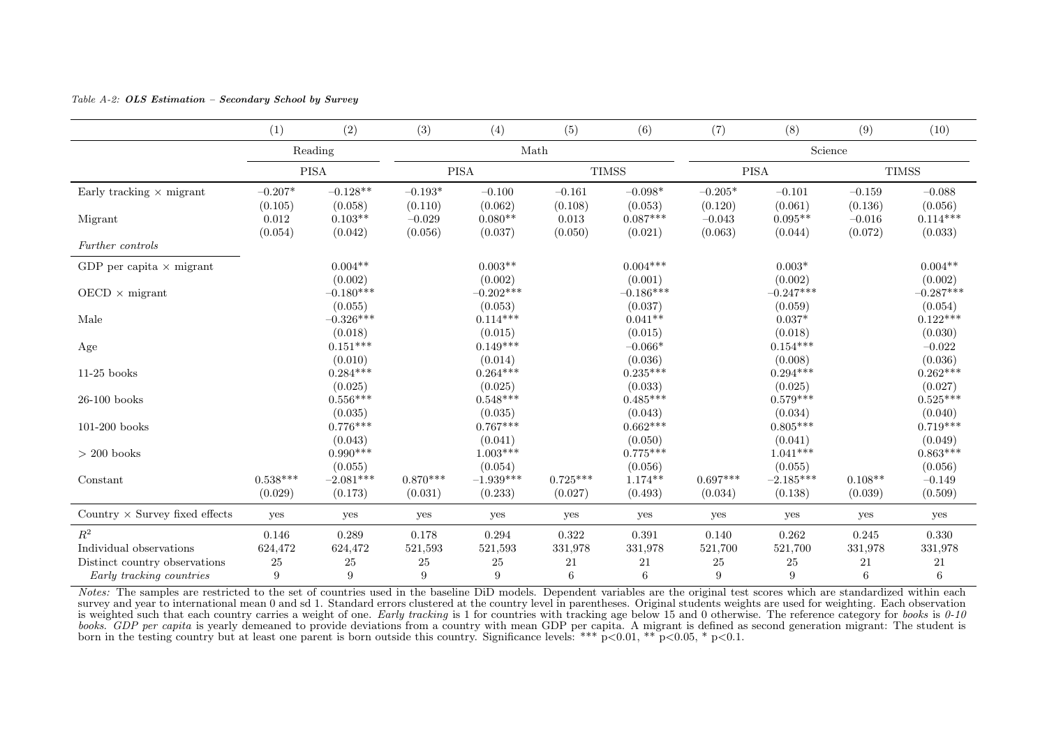Table A-2: ***OLS Estimation – Secondary School by Survey***

| | (1) | (2) | (3) | (4) | (5) | (6) | (7) | (8) | (9) | (10) |
|---|---|---|---|---|---|---|---|---|---|---|
| | Reading | | Math | | | | Science | | | |
| | PISA | | PISA | | TIMSS | | PISA | | TIMSS | |
| Early tracking × migrant | −0.207* | −0.128** | −0.193* | −0.100 | −0.161 | −0.098* | −0.205* | −0.101 | −0.159 | −0.088 |
| | (0.105) | (0.058) | (0.110) | (0.062) | (0.108) | (0.053) | (0.120) | (0.061) | (0.136) | (0.056) |
| Migrant | 0.012 | 0.103** | −0.029 | 0.080** | 0.013 | 0.087*** | −0.043 | 0.095** | −0.016 | 0.114*** |
| | (0.054) | (0.042) | (0.056) | (0.037) | (0.050) | (0.021) | (0.063) | (0.044) | (0.072) | (0.033) |
| *Further controls* | | | | | | | | | | |
| GDP per capita × migrant | | 0.004** | | 0.003** | | 0.004*** | | 0.003* | | 0.004** |
| | | (0.002) | | (0.002) | | (0.001) | | (0.002) | | (0.002) |
| OECD × migrant | | −0.180*** | | −0.202*** | | −0.186*** | | −0.247*** | | −0.287*** |
| | | (0.055) | | (0.053) | | (0.037) | | (0.059) | | (0.054) |
| Male | | −0.326*** | | 0.114*** | | 0.041** | | 0.037* | | 0.122*** |
| | | (0.018) | | (0.015) | | (0.015) | | (0.018) | | (0.030) |
| Age | | 0.151*** | | 0.149*** | | −0.066* | | 0.154*** | | −0.022 |
| | | (0.010) | | (0.014) | | (0.036) | | (0.008) | | (0.036) |
| 11-25 books | | 0.284*** | | 0.264*** | | 0.235*** | | 0.294*** | | 0.262*** |
| | | (0.025) | | (0.025) | | (0.033) | | (0.025) | | (0.027) |
| 26-100 books | | 0.556*** | | 0.548*** | | 0.485*** | | 0.579*** | | 0.525*** |
| | | (0.035) | | (0.035) | | (0.043) | | (0.034) | | (0.040) |
| 101-200 books | | 0.776*** | | 0.767*** | | 0.662*** | | 0.805*** | | 0.719*** |
| | | (0.043) | | (0.041) | | (0.050) | | (0.041) | | (0.049) |
| > 200 books | | 0.990*** | | 1.003*** | | 0.775*** | | 1.041*** | | 0.863*** |
| | | (0.055) | | (0.054) | | (0.056) | | (0.055) | | (0.056) |
| Constant | 0.538*** | −2.081*** | 0.870*** | −1.939*** | 0.725*** | 1.174** | 0.697*** | −2.185*** | 0.108** | −0.149 |
| | (0.029) | (0.173) | (0.031) | (0.233) | (0.027) | (0.493) | (0.034) | (0.138) | (0.039) | (0.509) |
| Country × Survey fixed effects | yes | yes | yes | yes | yes | yes | yes | yes | yes | yes |
| $R^2$ | 0.146 | 0.289 | 0.178 | 0.294 | 0.322 | 0.391 | 0.140 | 0.262 | 0.245 | 0.330 |
| Individual observations | 624,472 | 624,472 | 521,593 | 521,593 | 331,978 | 331,978 | 521,700 | 521,700 | 331,978 | 331,978 |
| Distinct country observations | 25 | 25 | 25 | 25 | 21 | 21 | 25 | 25 | 21 | 21 |
| *Early tracking countries* | 9 | 9 | 9 | 9 | 6 | 6 | 9 | 9 | 6 | 6 |

*Notes:* The samples are restricted to the set of countries used in the baseline DiD models. Dependent variables are the original test scores which are standardized within each survey and year to international mean 0 and sd 1. Standard errors clustered at the country level in parentheses. Original students weights are used for weighting. Each observation is weighted such that each country carries a weight of one. *Early tracking* is 1 for countries with tracking age below 15 and 0 otherwise. The reference category for *books* is *0-10 books*. *GDP per capita* is yearly demeaned to provide deviations from a country with mean GDP per capita. A migrant is defined as second generation migrant: The student is born in the testing country but at least one parent is born outside this country. Significance levels: *** p<0.01, ** p<0.05, * p<0.1.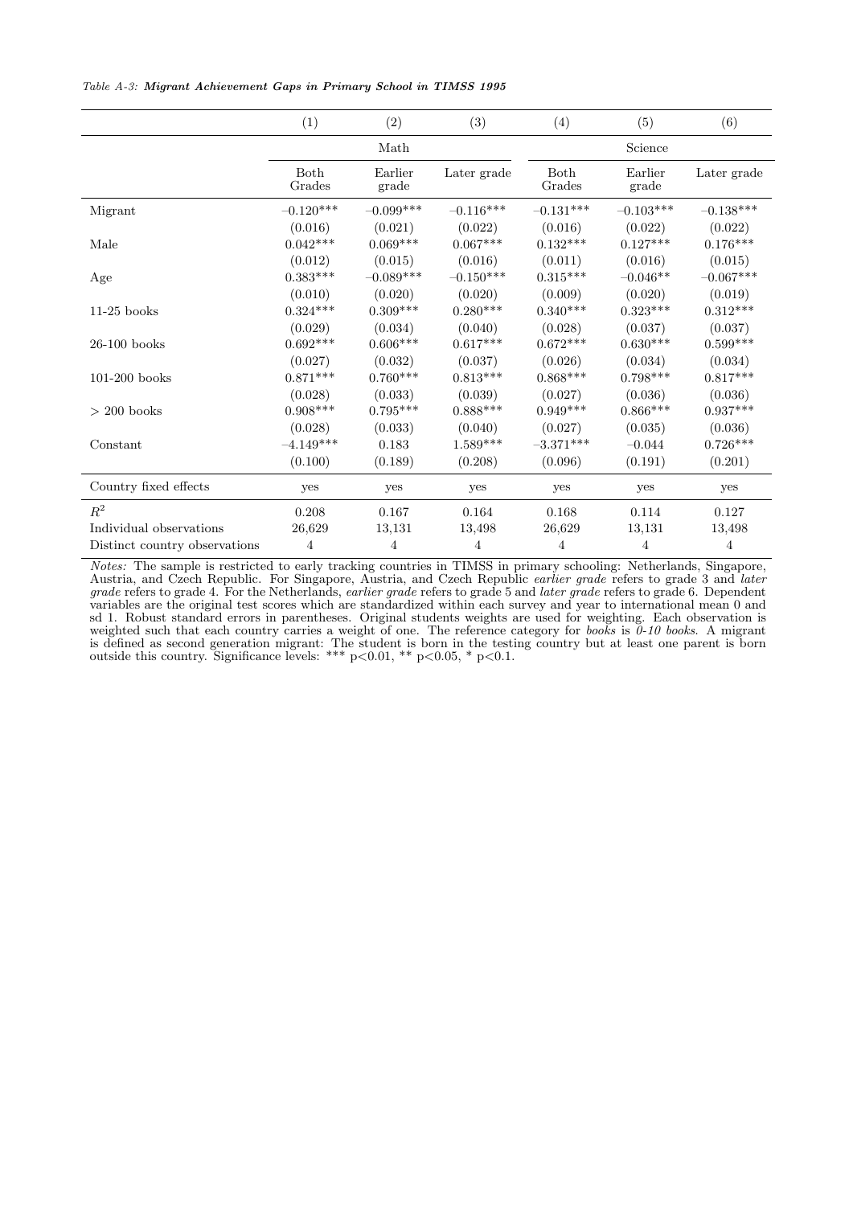*Table A-3:* ***Migrant Achievement Gaps in Primary School in TIMSS 1995***

| | (1) | (2) | (3) | (4) | (5) | (6) |
|---|---|---|---|---|---|---|
| | Math | | | Science | | |
| | Both Grades | Earlier grade | Later grade | Both Grades | Earlier grade | Later grade |
| Migrant | −0.120*** | −0.099*** | −0.116*** | −0.131*** | −0.103*** | −0.138*** |
| | (0.016) | (0.021) | (0.022) | (0.016) | (0.022) | (0.022) |
| Male | 0.042*** | 0.069*** | 0.067*** | 0.132*** | 0.127*** | 0.176*** |
| | (0.012) | (0.015) | (0.016) | (0.011) | (0.016) | (0.015) |
| Age | 0.383*** | −0.089*** | −0.150*** | 0.315*** | −0.046** | −0.067*** |
| | (0.010) | (0.020) | (0.020) | (0.009) | (0.020) | (0.019) |
| 11-25 books | 0.324*** | 0.309*** | 0.280*** | 0.340*** | 0.323*** | 0.312*** |
| | (0.029) | (0.034) | (0.040) | (0.028) | (0.037) | (0.037) |
| 26-100 books | 0.692*** | 0.606*** | 0.617*** | 0.672*** | 0.630*** | 0.599*** |
| | (0.027) | (0.032) | (0.037) | (0.026) | (0.034) | (0.034) |
| 101-200 books | 0.871*** | 0.760*** | 0.813*** | 0.868*** | 0.798*** | 0.817*** |
| | (0.028) | (0.033) | (0.039) | (0.027) | (0.036) | (0.036) |
| > 200 books | 0.908*** | 0.795*** | 0.888*** | 0.949*** | 0.866*** | 0.937*** |
| | (0.028) | (0.033) | (0.040) | (0.027) | (0.035) | (0.036) |
| Constant | −4.149*** | 0.183 | 1.589*** | −3.371*** | −0.044 | 0.726*** |
| | (0.100) | (0.189) | (0.208) | (0.096) | (0.191) | (0.201) |
| Country fixed effects | yes | yes | yes | yes | yes | yes |
| $R^2$ | 0.208 | 0.167 | 0.164 | 0.168 | 0.114 | 0.127 |
| Individual observations | 26,629 | 13,131 | 13,498 | 26,629 | 13,131 | 13,498 |
| Distinct country observations | 4 | 4 | 4 | 4 | 4 | 4 |

*Notes:* The sample is restricted to early tracking countries in TIMSS in primary schooling: Netherlands, Singapore, Austria, and Czech Republic. For Singapore, Austria, and Czech Republic *earlier grade* refers to grade 3 and *later grade* refers to grade 4. For the Netherlands, *earlier grade* refers to grade 5 and *later grade* refers to grade 6. Dependent variables are the original test scores which are standardized within each survey and year to international mean 0 and sd 1. Robust standard errors in parentheses. Original students weights are used for weighting. Each observation is weighted such that each country carries a weight of one. The reference category for *books* is *0-10 books*. A migrant is defined as second generation migrant: The student is born in the testing country but at least one parent is born outside this country. Significance levels: *** p<0.01, ** p<0.05, * p<0.1.